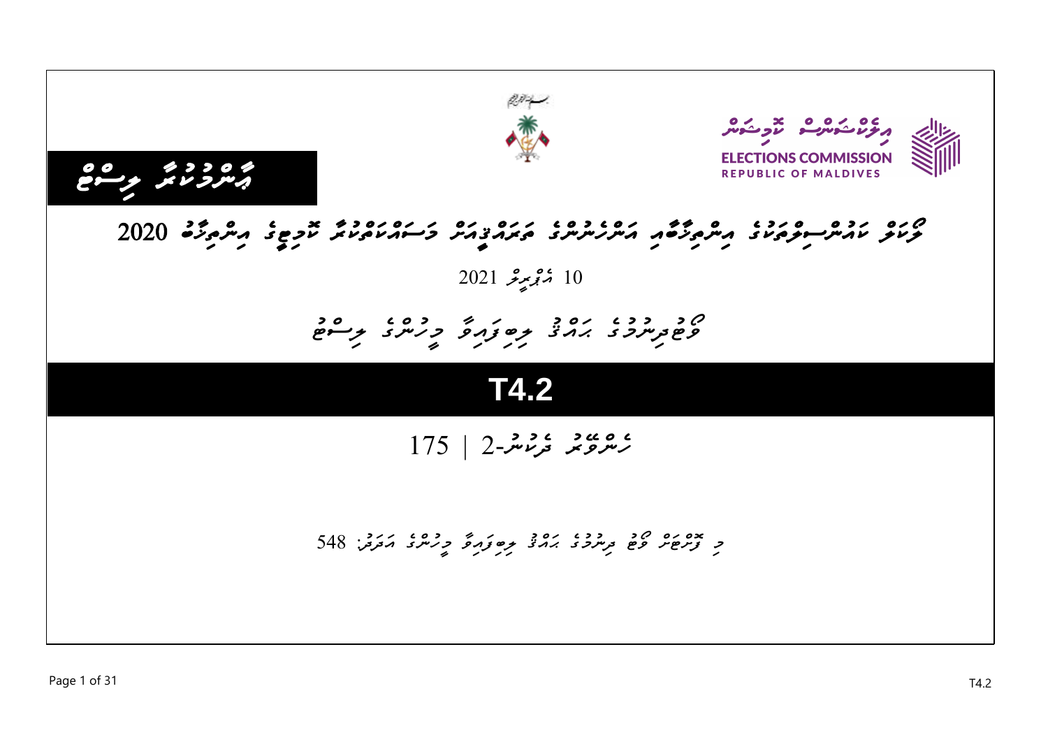ބިސްމިﷲ

އިލެކްޝަންސް ކޮމިޝަން

ELECTIONS COMMISSION
REPUBLIC OF MALDIVES

އަންދާޒާ ލިސްޓް

# ލޯކަލް ކައުންސިލްތަކުގެ އިންތިޚާބާއި އަންހެނުންގެ ތަރައްޤީއަށް މަސައްކަތްކުރާ ކޮމިޓީގެ އިންތިޚާބު 2020

10 އެޕްރީލް 2021

ވޯޓުދިނުމުގެ ގައުމީ ލިބިފައިވާ މީހުންގެ ލިސްޓު

# T4.2

ހުޅުމާލެ ދާއިރާ-2 | 175

މި ފޮށިން ވޯޓު ދިނުމުގެ ގައުމީ ލިބިފައިވާ މީހުންގެ އަދަދު: 548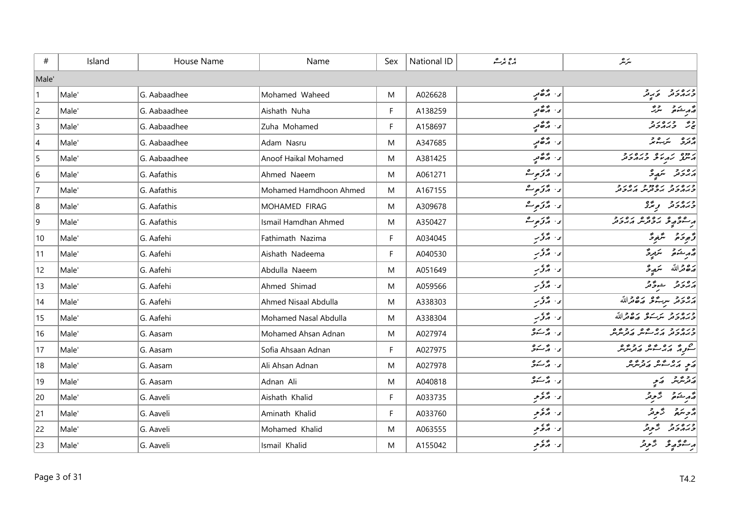| # | Island | House Name | Name | Sex | National ID | ގެއުގެ ނަން | ނަން |
|---|---|---|---|---|---|---|---|
| Male' | | | | | | | |
| 1 | Male' | G. Aabaadhee | Mohamed Waheed | M | A026628 | ގ. އާބާދީ | މުހައްމަދު ވަޙީދު |
| 2 | Male' | G. Aabaadhee | Aishath Nuha | F | A138259 | ގ. އާބާދީ | އައިޝަތު ނުހާ |
| 3 | Male' | G. Aabaadhee | Zuha Mohamed | F | A158697 | ގ. އާބާދީ | ޒުހާ މުހައްމަދު |
| 4 | Male' | G. Aabaadhee | Adam Nasru | M | A347685 | ގ. އާބާދީ | އާދަމް ނަޞްރު |
| 5 | Male' | G. Aabaadhee | Anoof Haikal Mohamed | M | A381425 | ގ. އާބާދީ | އަނޫފް ހައިކަލް މުހައްމަދު |
| 6 | Male' | G. Aafathis | Ahmed Naeem | M | A061271 | ގ. އާފަތިސް | އަޙްމަދު ނައީމް |
| 7 | Male' | G. Aafathis | Mohamed Hamdhoon Ahmed | M | A167155 | ގ. އާފަތިސް | މުހައްމަދު ހަމްދޫން އަޙްމަދު |
| 8 | Male' | G. Aafathis | MOHAMED FIRAG | M | A309678 | ގ. އާފަތިސް | މުހައްމަދު ފިރާގް |
| 9 | Male' | G. Aafathis | Ismail Hamdhan Ahmed | M | A350427 | ގ. އާފަތިސް | އިސްމާޢީލް ހަމްދާން އަޙްމަދު |
| 10 | Male' | G. Aafehi | Fathimath Nazima | F | A034045 | ގ. އާފެހި | ފާތިމަތު ނާޒިމާ |
| 11 | Male' | G. Aafehi | Aishath Nadeema | F | A040530 | ގ. އާފެހި | އައިޝަތު ނަދީމާ |
| 12 | Male' | G. Aafehi | Abdulla Naeem | M | A051649 | ގ. އާފެހި | އަބްދުﷲ ނަޢީމް |
| 13 | Male' | G. Aafehi | Ahmed Shimad | M | A059566 | ގ. އާފެހި | އަޙްމަދު ޝިމާދު |
| 14 | Male' | G. Aafehi | Ahmed Nisaal Abdulla | M | A338303 | ގ. އާފެހި | އަޙްމަދު ނިސާލް އަބްދުﷲ |
| 15 | Male' | G. Aafehi | Mohamed Nasal Abdulla | M | A338304 | ގ. އާފެހި | މުހައްމަދު ނަސަލް އަބްދުﷲ |
| 16 | Male' | G. Aasam | Mohamed Ahsan Adnan | M | A027974 | ގ. އާސަމް | މުހައްމަދު އަޙްސަން އަދްނާން |
| 17 | Male' | G. Aasam | Sofia Ahsaan Adnan | F | A027975 | ގ. އާސަމް | ސޮފިއާ އަޙްސާން އަދްނާން |
| 18 | Male' | G. Aasam | Ali Ahsan Adnan | M | A027978 | ގ. އާސަމް | އަލި އަޙްސަން އަދްނާން |
| 19 | Male' | G. Aasam | Adnan Ali | M | A040818 | ގ. އާސަމް | އަދްނާން އަލި |
| 20 | Male' | G. Aaveli | Aishath Khalid | F | A033735 | ގ. އާވެލި | އައިޝަތު ޚާލިދު |
| 21 | Male' | G. Aaveli | Aminath Khalid | F | A033760 | ގ. އާވެލި | އާމިނަތު ޚާލިދު |
| 22 | Male' | G. Aaveli | Mohamed Khalid | M | A063555 | ގ. އާވެލި | މުހައްމަދު ޚާލިދު |
| 23 | Male' | G. Aaveli | Ismail Khalid | M | A155042 | ގ. އާވެލި | އިސްމާޢިލް ޚާލިދު |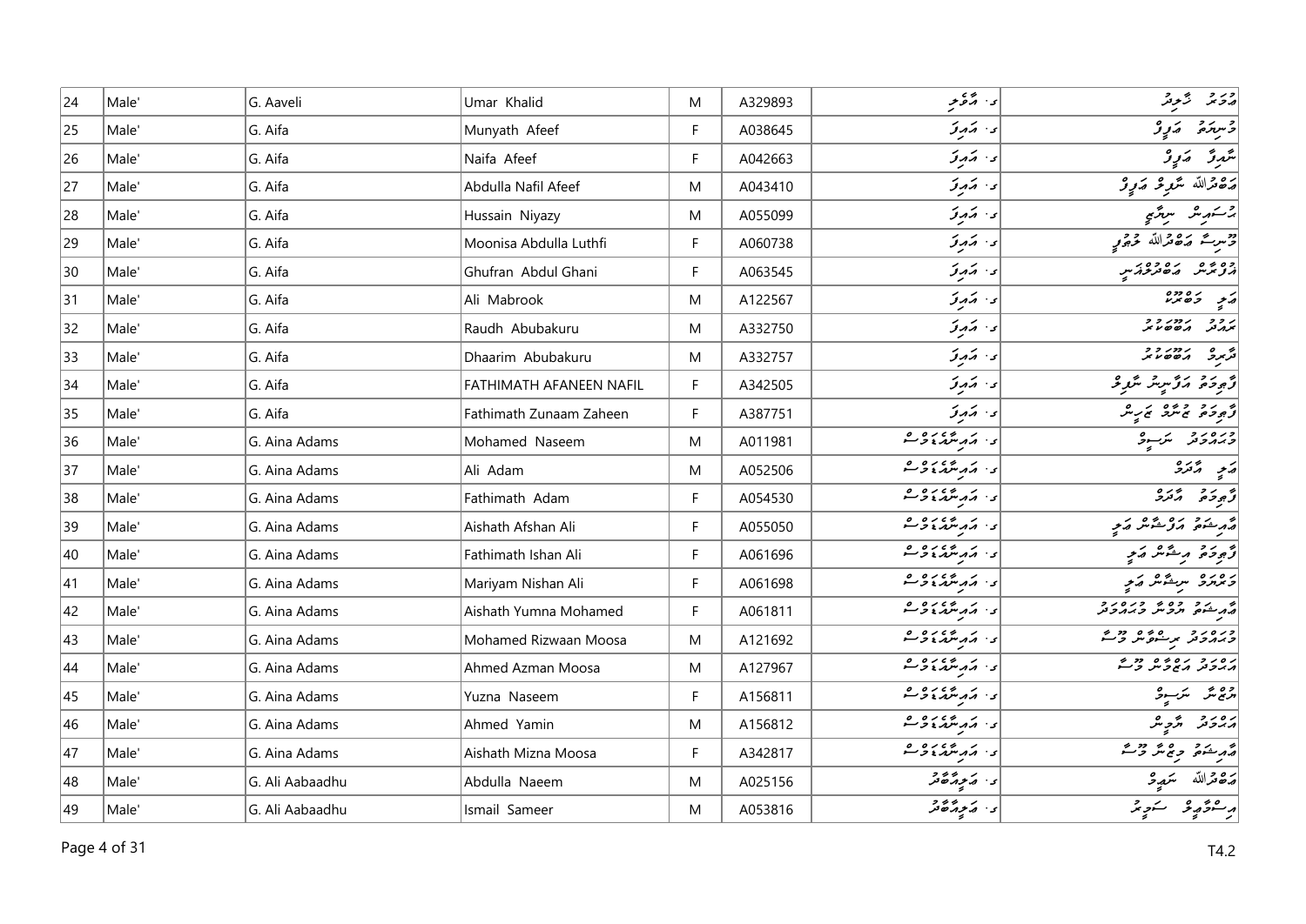| 24 | Male' | G. Aaveli | Umar Khalid | M | A329893 | ގ. އާވޭލި | ޢުމަރު ޚާލިދު |
|---|---|---|---|---|---|---|---|
| 25 | Male' | G. Aifa | Munyath Afeef | F | A038645 | ގ. އައިފާ | މުނިޔަތު އަފީފު |
| 26 | Male' | G. Aifa | Naifa Afeef | F | A042663 | ގ. އައިފާ | ނާއިފާ އަފީފު |
| 27 | Male' | G. Aifa | Abdulla Nafil Afeef | M | A043410 | ގ. އައިފާ | އަބްދުﷲ ނާފިލް އަފީފު |
| 28 | Male' | G. Aifa | Hussain Niyazy | M | A055099 | ގ. އައިފާ | ޙުސައިން ނިޔާޒީ |
| 29 | Male' | G. Aifa | Moonisa Abdulla Luthfi | F | A060738 | ގ. އައިފާ | މޫނިސާ އަބްދުﷲ ލުތުފީ |
| 30 | Male' | G. Aifa | Ghufran Abdul Ghani | F | A063545 | ގ. އައިފާ | ޣުފްރާން އަބްދުލްޣަނީ |
| 31 | Male' | G. Aifa | Ali Mabrook | M | A122567 | ގ. އައިފާ | އަލި މަބްރޫކް |
| 32 | Male' | G. Aifa | Raudh Abubakuru | M | A332750 | ގ. އައިފާ | ރައުދު އަބޫބަކުރު |
| 33 | Male' | G. Aifa | Dhaarim Abubakuru | M | A332757 | ގ. އައިފާ | ދާރިމް އަބޫބަކުރު |
| 34 | Male' | G. Aifa | FATHIMATH AFANEEN NAFIL | F | A342505 | ގ. އައިފާ | ފާތިމަތު އަފަނީން ނާފިލް |
| 35 | Male' | G. Aifa | Fathimath Zunaam Zaheen | F | A387751 | ގ. އައިފާ | ފާތިމަތު ޒުނާމް ޒަހީން |
| 36 | Male' | G. Aina Adams | Mohamed Naseem | M | A011981 | ގ. އައިނާއާދަމްސް | މުޙައްމަދު ނަސީމު |
| 37 | Male' | G. Aina Adams | Ali Adam | M | A052506 | ގ. އައިނާއާދަމްސް | އަލި އާދަމް |
| 38 | Male' | G. Aina Adams | Fathimath Adam | F | A054530 | ގ. އައިނާއާދަމްސް | ފާތިމަތު އާދަމް |
| 39 | Male' | G. Aina Adams | Aishath Afshan Ali | F | A055050 | ގ. އައިނާއާދަމްސް | އާއިޝަތު އަފްޝާން އަލި |
| 40 | Male' | G. Aina Adams | Fathimath Ishan Ali | F | A061696 | ގ. އައިނާއާދަމްސް | ފާތިމަތު އިޝާން އަލި |
| 41 | Male' | G. Aina Adams | Mariyam Nishan Ali | F | A061698 | ގ. އައިނާއާދަމްސް | މަރިޔަމް ނިޝާން އަލި |
| 42 | Male' | G. Aina Adams | Aishath Yumna Mohamed | F | A061811 | ގ. އައިނާއާދަމްސް | އާއިޝަތު ޔުމްނާ މުޙައްމަދު |
| 43 | Male' | G. Aina Adams | Mohamed Rizwaan Moosa | M | A121692 | ގ. އައިނާއާދަމްސް | މުޙައްމަދު ރިޟްވާން މޫސާ |
| 44 | Male' | G. Aina Adams | Ahmed Azman Moosa | M | A127967 | ގ. އައިނާއާދަމްސް | އަޙްމަދު އަޒްމާން މޫސާ |
| 45 | Male' | G. Aina Adams | Yuzna Naseem | F | A156811 | ގ. އައިނާއާދަމްސް | ޔުޒްނާ ނަސީމް |
| 46 | Male' | G. Aina Adams | Ahmed Yamin | M | A156812 | ގ. އައިނާއާދަމްސް | އަޙްމަދު ޔާމިން |
| 47 | Male' | G. Aina Adams | Aishath Mizna Moosa | F | A342817 | ގ. އައިނާއާދަމްސް | އާއިޝަތު މިޒްނާ މޫސާ |
| 48 | Male' | G. Ali Aabaadhu | Abdulla Naeem | M | A025156 | ގ. އަލިއާބާދު | އަބްދުﷲ ނައީމް |
| 49 | Male' | G. Ali Aabaadhu | Ismail Sameer | M | A053816 | ގ. އަލިއާބާދު | އިސްމާޢީލް ސަމީރު |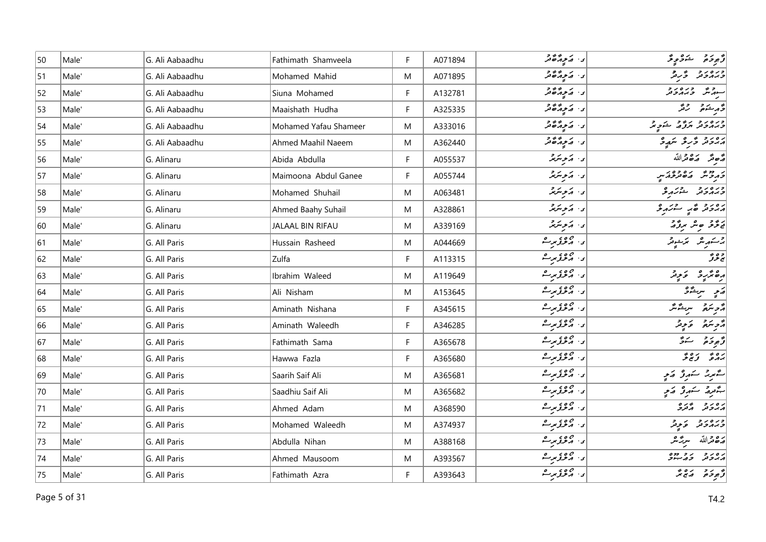| 50 | Male' | G. Ali Aabaadhu | Fathimath Shamveela | F | A071894 | ގ. އަލިއާބާދު | ފާތިމަތު ޝަމްވީލާ |
|---|---|---|---|---|---|---|---|
| 51 | Male' | G. Ali Aabaadhu | Mohamed Mahid | M | A071895 | ގ. އަލިއާބާދު | މުހައްމަދު މާހިދު |
| 52 | Male' | G. Ali Aabaadhu | Siuna Mohamed | F | A132781 | ގ. އަލިއާބާދު | ސިއުނާ މުހައްމަދު |
| 53 | Male' | G. Ali Aabaadhu | Maaishath Hudha | F | A325335 | ގ. އަލިއާބާދު | މާއިޝަތު ހުދާ |
| 54 | Male' | G. Ali Aabaadhu | Mohamed Yafau Shameer | M | A333016 | ގ. އަލިއާބާދު | މުހައްމަދު ޔަފައު ޝަމީރު |
| 55 | Male' | G. Ali Aabaadhu | Ahmed Maahil Naeem | M | A362440 | ގ. އަލިއާބާދު | އަހްމަދު މާހިލް ނައީމް |
| 56 | Male' | G. Alinaru | Abida Abdulla | F | A055537 | ގ. އަލިނަރު | އާބިދާ އަބްދުﷲ |
| 57 | Male' | G. Alinaru | Maimoona Abdul Ganee | F | A055744 | ގ. އަލިނަރު | މައިމޫނާ އަބްދުލްޣަނީ |
| 58 | Male' | G. Alinaru | Mohamed Shuhail | M | A063481 | ގ. އަލިނަރު | މުހައްމަދު ޝުހައިލް |
| 59 | Male' | G. Alinaru | Ahmed Baahy Suhail | M | A328861 | ގ. އަލިނަރު | އަހްމަދު ބާހީ ސުހައިލް |
| 60 | Male' | G. Alinaru | JALAAL BIN RIFAU | M | A339169 | ގ. އަލިނަރު | ޖަލާލް ބިން ރިފާއު |
| 61 | Male' | G. All Paris | Hussain Rasheed | M | A044669 | ގ. އޯލްޕެރިސް | ހުސައިން ރަޝީދު |
| 62 | Male' | G. All Paris | Zulfa | F | A113315 | ގ. އޯލްޕެރިސް | ޒުލްފާ |
| 63 | Male' | G. All Paris | Ibrahim Waleed | M | A119649 | ގ. އޯލްޕެރިސް | އިބްރާހިމް ވަލީދު |
| 64 | Male' | G. All Paris | Ali Nisham | M | A153645 | ގ. އޯލްޕެރިސް | އަލި ނިޝާމް |
| 65 | Male' | G. All Paris | Aminath Nishana | F | A345615 | ގ. އޯލްޕެރިސް | އާމިނަތު ނިޝާނާ |
| 66 | Male' | G. All Paris | Aminath Waleedh | F | A346285 | ގ. އޯލްޕެރިސް | އާމިނަތު ވަލީދު |
| 67 | Male' | G. All Paris | Fathimath Sama | F | A365678 | ގ. އޯލްޕެރިސް | ފާތިމަތު ސަމާ |
| 68 | Male' | G. All Paris | Hawwa Fazla | F | A365680 | ގ. އޯލްޕެރިސް | ހައްވާ ފަޟްލާ |
| 69 | Male' | G. All Paris | Saarih Saif Ali | M | A365681 | ގ. އޯލްޕެރިސް | ސާރިހު ސައިފް އަލި |
| 70 | Male' | G. All Paris | Saadhiu Saif Ali | M | A365682 | ގ. އޯލްޕެރިސް | ސާދިއު ސައިފް އަލި |
| 71 | Male' | G. All Paris | Ahmed Adam | M | A368590 | ގ. އޯލްޕެރިސް | އަހްމަދު އާދަމް |
| 72 | Male' | G. All Paris | Mohamed Waleedh | M | A374937 | ގ. އޯލްޕެރިސް | މުހައްމަދު ވަލީދު |
| 73 | Male' | G. All Paris | Abdulla Nihan | M | A388168 | ގ. އޯލްޕެރިސް | އަބްދުﷲ ނިހާން |
| 74 | Male' | G. All Paris | Ahmed Mausoom | M | A393567 | ގ. އޯލްޕެރިސް | އަހްމަދު މައުސޫމް |
| 75 | Male' | G. All Paris | Fathimath Azra | F | A393643 | ގ. އޯލްޕެރިސް | ފާތިމަތު އަޒްރާ |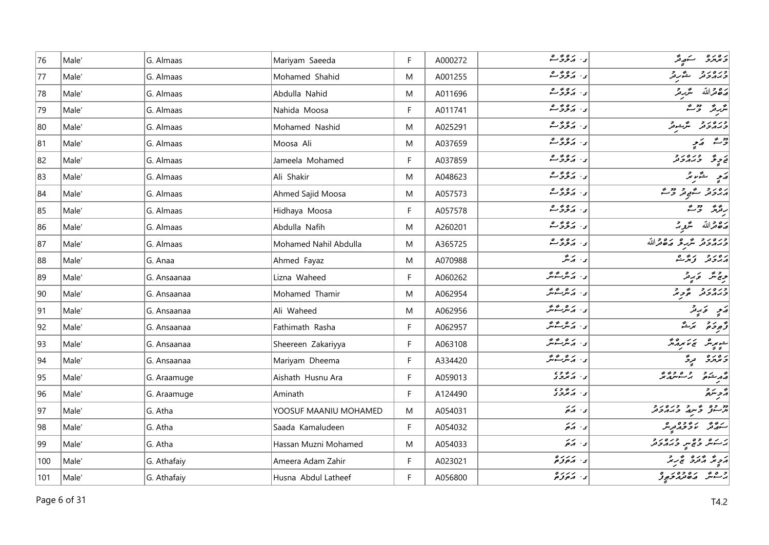| 76 | Male' | G. Almaas | Mariyam Saeeda | F | A000272 | ގ. އަލްމާސް | މަރިޔަމް ސަޢީދާ |
|---|---|---|---|---|---|---|---|
| 77 | Male' | G. Almaas | Mohamed Shahid | M | A001255 | ގ. އަލްމާސް | މުޙައްމަދު ޝާހިދު |
| 78 | Male' | G. Almaas | Abdulla Nahid | M | A011696 | ގ. އަލްމާސް | އަބްދުﷲ ނާހިދު |
| 79 | Male' | G. Almaas | Nahida Moosa | F | A011741 | ގ. އަލްމާސް | ނާހިދާ މޫސާ |
| 80 | Male' | G. Almaas | Mohamed Nashid | M | A025291 | ގ. އަލްމާސް | މުޙައްމަދު ނާޝިދު |
| 81 | Male' | G. Almaas | Moosa Ali | M | A037659 | ގ. އަލްމާސް | މޫސާ އަލީ |
| 82 | Male' | G. Almaas | Jameela Mohamed | F | A037859 | ގ. އަލްމާސް | ޖަމީލާ މުޙައްމަދު |
| 83 | Male' | G. Almaas | Ali Shakir | M | A048623 | ގ. އަލްމާސް | އަލީ ޝާކިރު |
| 84 | Male' | G. Almaas | Ahmed Sajid Moosa | M | A057573 | ގ. އަލްމާސް | އަޙްމަދު ސާޖިދު މޫސާ |
| 85 | Male' | G. Almaas | Hidhaya Moosa | F | A057578 | ގ. އަލްމާސް | ހިދާޔާ މޫސާ |
| 86 | Male' | G. Almaas | Abdulla Nafih | M | A260201 | ގ. އަލްމާސް | އަބްދުﷲ ނާފިޙު |
| 87 | Male' | G. Almaas | Mohamed Nahil Abdulla | M | A365725 | ގ. އަލްމާސް | މުޙައްމަދު ނާހިލް އަބްދުﷲ |
| 88 | Male' | G. Anaa | Ahmed Fayaz | M | A070988 | ގ. އަނާ | އަޙްމަދު ފައްޔާޒު |
| 89 | Male' | G. Ansaanaa | Lizna Waheed | F | A060262 | ގ. އަންސާނާ | ލިޒްނާ ވަޙީދު |
| 90 | Male' | G. Ansaanaa | Mohamed Thamir | M | A062954 | ގ. އަންސާނާ | މުޙައްމަދު ތާމިރު |
| 91 | Male' | G. Ansaanaa | Ali Waheed | M | A062956 | ގ. އަންސާނާ | އަލީ ވަޙީދު |
| 92 | Male' | G. Ansaanaa | Fathimath Rasha | F | A062957 | ގ. އަންސާނާ | ފާތިމަތު ރަޝާ |
| 93 | Male' | G. Ansaanaa | Sheereen Zakariyya | F | A063108 | ގ. އަންސާނާ | ޝީރީން ޒަކަރިއްޔާ |
| 94 | Male' | G. Ansaanaa | Mariyam Dheema | F | A334420 | ގ. އަންސާނާ | މަރިޔަމް ދީމާ |
| 95 | Male' | G. Araamuge | Aishath Husnu Ara | F | A059013 | ގ. އަރާމުގެ | އައިށަތު ހުސްނުއަރާ |
| 96 | Male' | G. Araamuge | Aminath | F | A124490 | ގ. އަރާމުގެ | އާމިނަތު |
| 97 | Male' | G. Atha | YOOSUF MAANIU MOHAMED | M | A054031 | ގ. އަތަ | ޔޫސުފް މާނިއު މުޙައްމަދު |
| 98 | Male' | G. Atha | Saada Kamaludeen | F | A054032 | ގ. އަތަ | ސައުދާ ކަމާލުއްދީން |
| 99 | Male' | G. Atha | Hassan Muzni Mohamed | M | A054033 | ގ. އަތަ | ޙަސަން މުޒްނީ މުޙައްމަދު |
| 100 | Male' | G. Athafaiy | Ameera Adam Zahir | F | A023021 | ގ. އަތަފައި | އަމީރާ އާދަމް ޒާހިރު |
| 101 | Male' | G. Athafaiy | Husna Abdul Latheef | F | A056800 | ގ. އަތަފައި | ޙުސްނާ އަބްދުއްލަޠީފު |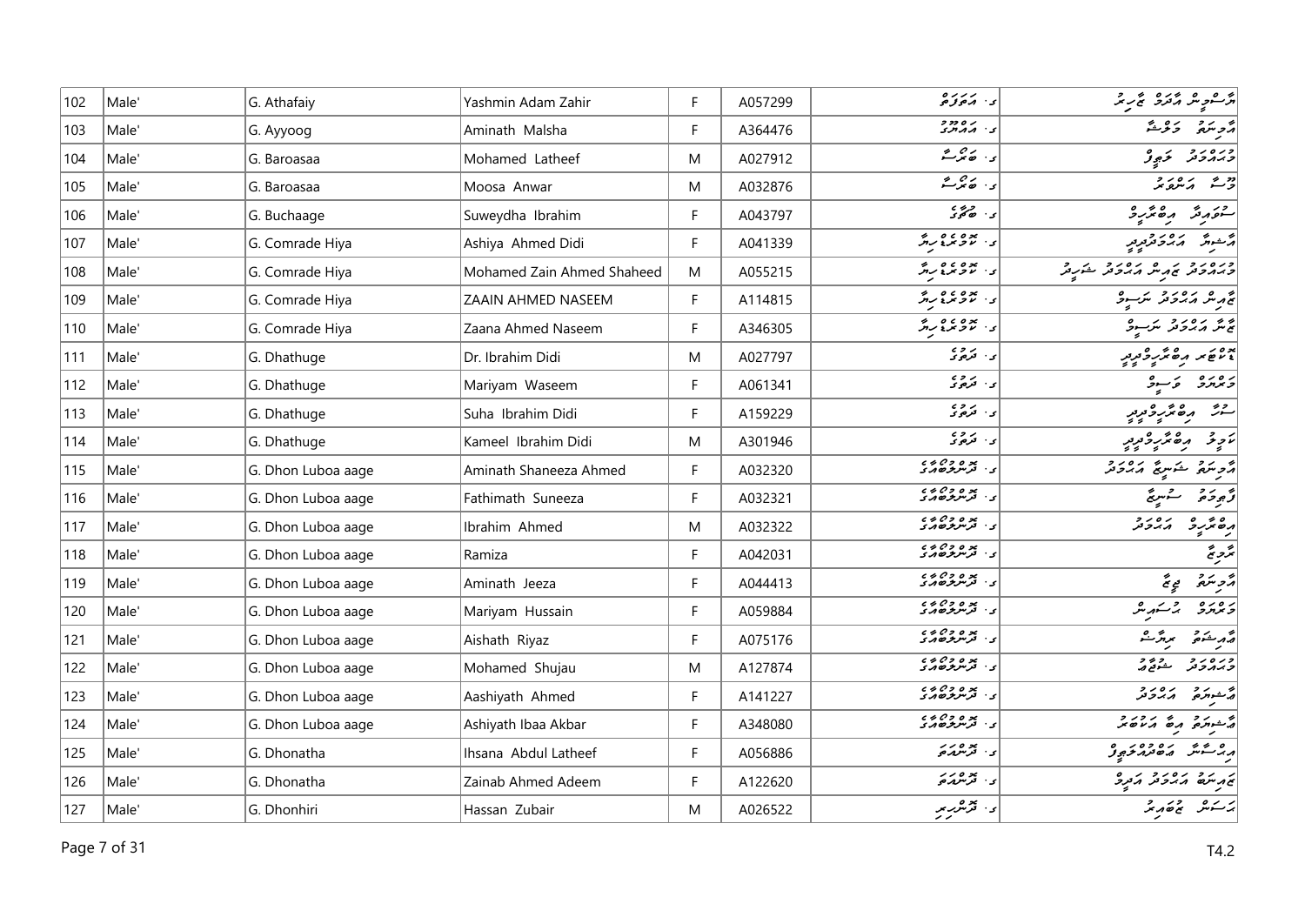| 102 | Male' | G. Athafaiy | Yashmin Adam Zahir | F | A057299 | ގ. އަތަފައި | ޔާސްމިން އާދަމް ޒާހިރު |
|---|---|---|---|---|---|---|---|
| 103 | Male' | G. Ayyoog | Aminath Malsha | F | A364476 | ގ. އައްޔޫގ | އާމިނަތު މަލްޝާ |
| 104 | Male' | G. Baroasaa | Mohamed Latheef | M | A027912 | ގ. ބަރޯސާ | މުހައްމަދު ލަތީފު |
| 105 | Male' | G. Baroasaa | Moosa Anwar | M | A032876 | ގ. ބަރޯސާ | މޫސާ އަންވަރު |
| 106 | Male' | G. Buchaage | Suweydha Ibrahim | F | A043797 | ގ. ބުޗާގެ | ސުވޭދާ އިބްރާހިމް |
| 107 | Male' | G. Comrade Hiya | Ashiya Ahmed Didi | F | A041339 | ގ. ކޮމްރެޑް ހިޔާ | އާޝިޔާ އަހްމަދުދީދީ |
| 108 | Male' | G. Comrade Hiya | Mohamed Zain Ahmed Shaheed | M | A055215 | ގ. ކޮމްރެޑް ހިޔާ | މުހައްމަދު ޒައިން އަހްމަދު ޝަހީދު |
| 109 | Male' | G. Comrade Hiya | ZAAIN AHMED NASEEM | F | A114815 | ގ. ކޮމްރެޑް ހިޔާ | ޒާއިން އަހްމަދު ނަސީމް |
| 110 | Male' | G. Comrade Hiya | Zaana Ahmed Naseem | F | A346305 | ގ. ކޮމްރެޑް ހިޔާ | ޒާނާ އަހްމަދު ނަސީމް |
| 111 | Male' | G. Dhathuge | Dr. Ibrahim Didi | M | A027797 | ގ. ދަތުގެ | ޑޮކްޓަރ އިބްރާހިމްދީދީ |
| 112 | Male' | G. Dhathuge | Mariyam Waseem | F | A061341 | ގ. ދަތުގެ | މަރިޔަމް ވަސީމް |
| 113 | Male' | G. Dhathuge | Suha Ibrahim Didi | F | A159229 | ގ. ދަތުގެ | ސުހާ އިބްރާހިމްދީދީ |
| 114 | Male' | G. Dhathuge | Kameel Ibrahim Didi | M | A301946 | ގ. ދަތުގެ | ކަމީލް އިބްރާހިމްދީދީ |
| 115 | Male' | G. Dhon Luboa aage | Aminath Shaneeza Ahmed | F | A032320 | ގ. ދޮންލުބޯއާގެ | އާމިނަތު ޝަނީޒާ އަހްމަދު |
| 116 | Male' | G. Dhon Luboa aage | Fathimath Suneeza | F | A032321 | ގ. ދޮންލުބޯއާގެ | ފާތިމަތު ސުނީޒާ |
| 117 | Male' | G. Dhon Luboa aage | Ibrahim Ahmed | M | A032322 | ގ. ދޮންލުބޯއާގެ | އިބްރާހިމް އަހްމަދު |
| 118 | Male' | G. Dhon Luboa aage | Ramiza | F | A042031 | ގ. ދޮންލުބޯއާގެ | ރާމިޒާ |
| 119 | Male' | G. Dhon Luboa aage | Aminath Jeeza | F | A044413 | ގ. ދޮންލުބޯއާގެ | އާމިނަތު ޖީޒާ |
| 120 | Male' | G. Dhon Luboa aage | Mariyam Hussain | F | A059884 | ގ. ދޮންލުބޯއާގެ | މަރިޔަމް ހުސައިން |
| 121 | Male' | G. Dhon Luboa aage | Aishath Riyaz | F | A075176 | ގ. ދޮންލުބޯއާގެ | އާއިޝަތު ރިޔާޒް |
| 122 | Male' | G. Dhon Luboa aage | Mohamed Shujau | M | A127874 | ގ. ދޮންލުބޯއާގެ | މުހައްމަދު ޝުޖާއު |
| 123 | Male' | G. Dhon Luboa aage | Aashiyath Ahmed | F | A141227 | ގ. ދޮންލުބޯއާގެ | އާޝިޔަތު އަހްމަދު |
| 124 | Male' | G. Dhon Luboa aage | Ashiyath Ibaa Akbar | F | A348080 | ގ. ދޮންލުބޯއާގެ | އާޝިޔަތު އިބާ އަކުބަރު |
| 125 | Male' | G. Dhonatha | Ihsana Abdul Latheef | F | A056886 | ގ. ދޮނަތަ | އިހްސާނާ އަބްދުއްލަތީފު |
| 126 | Male' | G. Dhonatha | Zainab Ahmed Adeem | F | A122620 | ގ. ދޮނަތަ | ޒައިނަބު އަހްމަދު އަދީމް |
| 127 | Male' | G. Dhonhiri | Hassan Zubair | M | A026522 | ގ. ދޮންހިރި | ހަސަން ޒުބައިރު |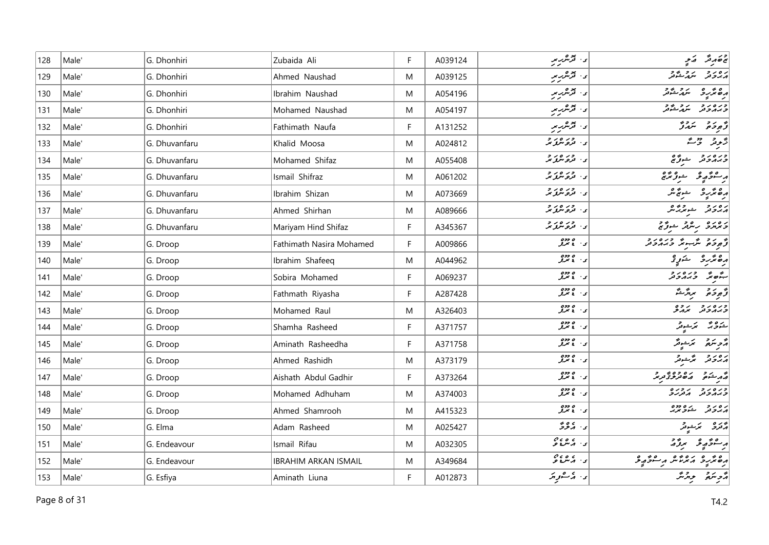| 128 | Male' | G. Dhonhiri | Zubaida Ali | F | A039124 | ގ. ދޮންހިރި | ޒުބައިދާ ޢަލީ |
|---|---|---|---|---|---|---|---|
| 129 | Male' | G. Dhonhiri | Ahmed Naushad | M | A039125 | ގ. ދޮންހިރި | އަހުމަދު ނައުޝާދު |
| 130 | Male' | G. Dhonhiri | Ibrahim Naushad | M | A054196 | ގ. ދޮންހިރި | އިބްރާހީމް ނައުޝާދު |
| 131 | Male' | G. Dhonhiri | Mohamed Naushad | M | A054197 | ގ. ދޮންހިރި | މުހައްމަދު ނައުޝާދު |
| 132 | Male' | G. Dhonhiri | Fathimath Naufa | F | A131252 | ގ. ދޮންހިރި | ފާތިމަތު ނައުފާ |
| 133 | Male' | G. Dhuvanfaru | Khalid Moosa | M | A024812 | ގ. ދުވަންފަރު | ޚާލިދު މޫސާ |
| 134 | Male' | G. Dhuvanfaru | Mohamed Shifaz | M | A055408 | ގ. ދުވަންފަރު | މުހައްމަދު ޝިފާޒު |
| 135 | Male' | G. Dhuvanfaru | Ismail Shifraz | M | A061202 | ގ. ދުވަންފަރު | އިސްމާއީލް ޝިފްރާޒު |
| 136 | Male' | G. Dhuvanfaru | Ibrahim Shizan | M | A073669 | ގ. ދުވަންފަރު | އިބްރާހީމް ޝިޒާން |
| 137 | Male' | G. Dhuvanfaru | Ahmed Shirhan | M | A089666 | ގ. ދުވަންފަރު | އަހުމަދު ޝިރުހާން |
| 138 | Male' | G. Dhuvanfaru | Mariyam Hind Shifaz | F | A345367 | ގ. ދުވަންފަރު | މަރިޔަމް ހިންދު ޝިފާޒު |
| 139 | Male' | G. Droop | Fathimath Nasira Mohamed | F | A009866 | ގ. ޑްރޫޕް | ފާތިމަތު ނާސިރާ މުހައްމަދު |
| 140 | Male' | G. Droop | Ibrahim Shafeeq | M | A044962 | ގ. ޑްރޫޕް | އިބްރާހީމް ޝަފީޤު |
| 141 | Male' | G. Droop | Sobira Mohamed | F | A069237 | ގ. ޑްރޫޕް | ޞާބިރާ މުހައްމަދު |
| 142 | Male' | G. Droop | Fathmath Riyasha | F | A287428 | ގ. ޑްރޫޕް | ފާތިމަތު ރިޔާޝާ |
| 143 | Male' | G. Droop | Mohamed Raul | M | A326403 | ގ. ޑްރޫޕް | މުހައްމަދު ރައުލް |
| 144 | Male' | G. Droop | Shamha Rasheed | F | A371757 | ގ. ޑްރޫޕް | ޝަމްހާ ރަޝީދު |
| 145 | Male' | G. Droop | Aminath Rasheedha | F | A371758 | ގ. ޑްރޫޕް | އާމިނަތު ރަޝީދާ |
| 146 | Male' | G. Droop | Ahmed Rashidh | M | A373179 | ގ. ޑްރޫޕް | އަހުމަދު ރާޝިދު |
| 147 | Male' | G. Droop | Aishath Abdul Gadhir | F | A373264 | ގ. ޑްރޫޕް | އާއިޝަތު އަބްދުލްޤާދިރު |
| 148 | Male' | G. Droop | Mohamed Adhuham | M | A374003 | ގ. ޑްރޫޕް | މުހައްމަދު އަދުހަމް |
| 149 | Male' | G. Droop | Ahmed Shamrooh | M | A415323 | ގ. ޑްރޫޕް | އަހުމަދު ޝަމްރޫޙް |
| 150 | Male' | G. Elma | Adam Rasheed | M | A025427 | ގ. އެލްމާ | އާދަމް ރަޝީދު |
| 151 | Male' | G. Endeavour | Ismail Rifau | M | A032305 | ގ. އެންޑެވަރ | އިސްމާއީލް ރިފާއު |
| 152 | Male' | G. Endeavour | IBRAHIM ARKAN ISMAIL | M | A349684 | ގ. އެންޑެވަރ | އިބްރާހީމް އަރުކާން އިސްމާއީލް |
| 153 | Male' | G. Esfiya | Aminath Liuna | F | A012873 | ގ. އެސްފިޔާ | އާމިނަތު ލިއުނާ |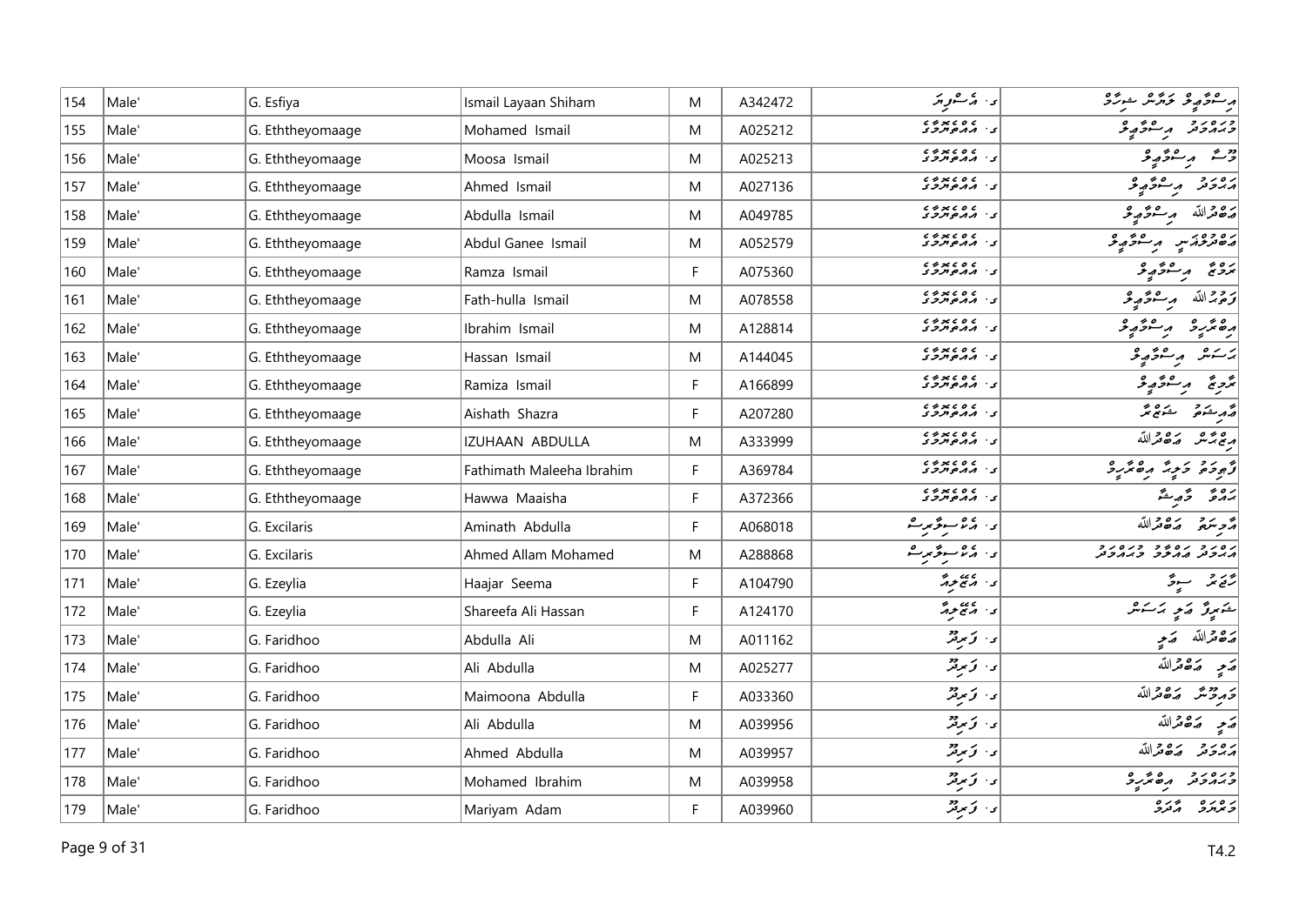| 154 | Male' | G. Esfiya | Ismail Layaan Shiham | M | A342472 | ގ. އެސްފިޔާ | އިސްމާއީލް ލަޔާން ޝިހާމް |
|---|---|---|---|---|---|---|---|
| 155 | Male' | G. Eththeyomaage | Mohamed Ismail | M | A025212 | ގ. އެއްތެޔޮމާގެ | މުހައްމަދު އިސްމާއީލް |
| 156 | Male' | G. Eththeyomaage | Moosa Ismail | M | A025213 | ގ. އެއްތެޔޮމާގެ | މޫސާ އިސްމާއީލް |
| 157 | Male' | G. Eththeyomaage | Ahmed Ismail | M | A027136 | ގ. އެއްތެޔޮމާގެ | އަޙްމަދު އިސްމާއީލް |
| 158 | Male' | G. Eththeyomaage | Abdulla Ismail | M | A049785 | ގ. އެއްތެޔޮމާގެ | އަބްދުﷲ އިސްމާއީލް |
| 159 | Male' | G. Eththeyomaage | Abdul Ganee Ismail | M | A052579 | ގ. އެއްތެޔޮމާގެ | އަބްދުލްޣަނީ އިސްމާއީލް |
| 160 | Male' | G. Eththeyomaage | Ramza Ismail | F | A075360 | ގ. އެއްތެޔޮމާގެ | ރަމްޒާ އިސްމާއީލް |
| 161 | Male' | G. Eththeyomaage | Fath-hulla Ismail | M | A078558 | ގ. އެއްތެޔޮމާގެ | ފަތުހުﷲ އިސްމާއީލް |
| 162 | Male' | G. Eththeyomaage | Ibrahim Ismail | M | A128814 | ގ. އެއްތެޔޮމާގެ | އިބްރާހީމް އިސްމާއީލް |
| 163 | Male' | G. Eththeyomaage | Hassan Ismail | M | A144045 | ގ. އެއްތެޔޮމާގެ | ހަސަން އިސްމާއީލް |
| 164 | Male' | G. Eththeyomaage | Ramiza Ismail | F | A166899 | ގ. އެއްތެޔޮމާގެ | ރާމިޒާ އިސްމާއީލް |
| 165 | Male' | G. Eththeyomaage | Aishath Shazra | F | A207280 | ގ. އެއްތެޔޮމާގެ | އާއިޝަތު ޝަޒްރާ |
| 166 | Male' | G. Eththeyomaage | IZUHAAN ABDULLA | M | A333999 | ގ. އެއްތެޔޮމާގެ | އިޒުހާން އަބްދުﷲ |
| 167 | Male' | G. Eththeyomaage | Fathimath Maleeha Ibrahim | F | A369784 | ގ. އެއްތެޔޮމާގެ | ފާތިމަތު މަލީހާ އިބްރާހީމް |
| 168 | Male' | G. Eththeyomaage | Hawwa Maaisha | F | A372366 | ގ. އެއްތެޔޮމާގެ | ހައްވާ މާއިޝާ |
| 169 | Male' | G. Excilaris | Aminath Abdulla | F | A068018 | ގ. އެކްސިލާރިސް | އާމިނަތު އަބްދުﷲ |
| 170 | Male' | G. Excilaris | Ahmed Allam Mohamed | M | A288868 | ގ. އެކްސިލާރިސް | އަޙްމަދު އައްލާމް މުހައްމަދު |
| 171 | Male' | G. Ezeylia | Haajar Seema | F | A104790 | ގ. އެޒޭލިއާ | ހާޖަރު ސީމާ |
| 172 | Male' | G. Ezeylia | Shareefa Ali Hassan | F | A124170 | ގ. އެޒޭލިއާ | ޝަރީފާ އަލި ހަސަން |
| 173 | Male' | G. Faridhoo | Abdulla Ali | M | A011162 | ގ. ފަރިދޫ | އަބްދުﷲ އަލި |
| 174 | Male' | G. Faridhoo | Ali Abdulla | M | A025277 | ގ. ފަރިދޫ | އަލި އަބްދުﷲ |
| 175 | Male' | G. Faridhoo | Maimoona Abdulla | F | A033360 | ގ. ފަރިދޫ | މައިމޫނާ އަބްދުﷲ |
| 176 | Male' | G. Faridhoo | Ali Abdulla | M | A039956 | ގ. ފަރިދޫ | އަލި އަބްދުﷲ |
| 177 | Male' | G. Faridhoo | Ahmed Abdulla | M | A039957 | ގ. ފަރިދޫ | އަޙްމަދު އަބްދުﷲ |
| 178 | Male' | G. Faridhoo | Mohamed Ibrahim | M | A039958 | ގ. ފަރިދޫ | މުހައްމަދު އިބްރާހީމް |
| 179 | Male' | G. Faridhoo | Mariyam Adam | F | A039960 | ގ. ފަރިދޫ | މަރިޔަމް އާދަމް |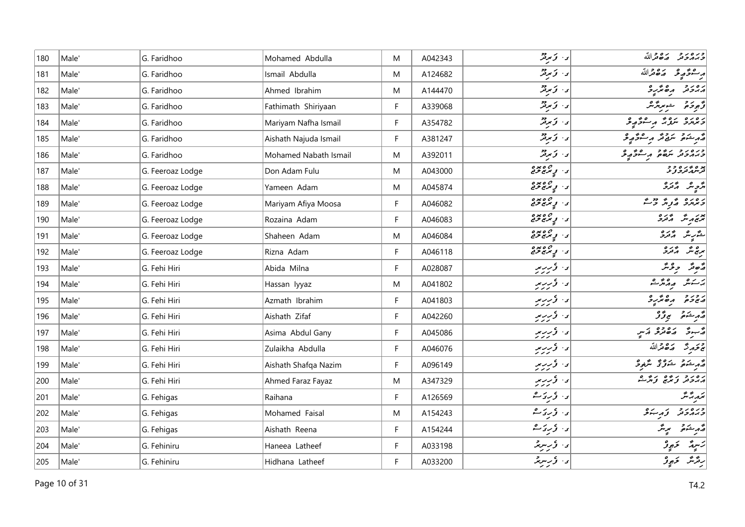| 180 | Male' | G. Faridhoo | Mohamed Abdulla | M | A042343 | ގ. ފަރިދޫ | މުހައްމަދު އަބްދުﷲ |
|---|---|---|---|---|---|---|---|
| 181 | Male' | G. Faridhoo | Ismail Abdulla | M | A124682 | ގ. ފަރިދޫ | އިސްމާއީލް އަބްދުﷲ |
| 182 | Male' | G. Faridhoo | Ahmed Ibrahim | M | A144470 | ގ. ފަރިދޫ | އަޙްމަދު އިބްރާހީމް |
| 183 | Male' | G. Faridhoo | Fathimath Shiriyaan | F | A339068 | ގ. ފަރިދޫ | ފާތިމަތު ޝިރިޔާން |
| 184 | Male' | G. Faridhoo | Mariyam Nafha Ismail | F | A354782 | ގ. ފަރިދޫ | މަރިޔަމް ނަފްހާ އިސްމާއީލް |
| 185 | Male' | G. Faridhoo | Aishath Najuda Ismail | F | A381247 | ގ. ފަރިދޫ | އައިޝަތު ނަޖޫދާ އިސްމާއީލް |
| 186 | Male' | G. Faridhoo | Mohamed Nabath Ismail | M | A392011 | ގ. ފަރިދޫ | މުހައްމަދު ނަބާތު އިސްމާއީލް |
| 187 | Male' | G. Feeroaz Lodge | Don Adam Fulu | M | A043000 | ގ. ފީރޯޒްލޮޖް | ދޮންއާދަމްފުޅު |
| 188 | Male' | G. Feeroaz Lodge | Yameen Adam | M | A045874 | ގ. ފީރޯޒްލޮޖް | ޔާމީން އާދަމް |
| 189 | Male' | G. Feeroaz Lodge | Mariyam Afiya Moosa | F | A046082 | ގ. ފީރޯޒްލޮޖް | މަރިޔަމް އާފިޔާ މޫސާ |
| 190 | Male' | G. Feeroaz Lodge | Rozaina Adam | F | A046083 | ގ. ފީރޯޒްލޮޖް | ރޯޒައިނާ އާދަމް |
| 191 | Male' | G. Feeroaz Lodge | Shaheen Adam | M | A046084 | ގ. ފީރޯޒްލޮޖް | ޝާހީން އާދަމް |
| 192 | Male' | G. Feeroaz Lodge | Rizna Adam | F | A046118 | ގ. ފީރޯޒްލޮޖް | ރިޒްނާ އާދަމް |
| 193 | Male' | G. Fehi Hiri | Abida Milna | F | A028087 | ގ. ފެހިހިރި | އާބިދާ މިލްނާ |
| 194 | Male' | G. Fehi Hiri | Hassan Iyyaz | M | A041802 | ގ. ފެހިހިރި | ހަސަން އިއްޔާޒް |
| 195 | Male' | G. Fehi Hiri | Azmath Ibrahim | F | A041803 | ގ. ފެހިހިރި | އަޒްމަތު އިބްރާހީމް |
| 196 | Male' | G. Fehi Hiri | Aishath Zifaf | F | A042260 | ގ. ފެހިހިރި | އައިޝަތު ޒިފާފް |
| 197 | Male' | G. Fehi Hiri | Asima Abdul Gany | F | A045086 | ގ. ފެހިހިރި | އާސިމާ އަބްދުލްޣަނީ |
| 198 | Male' | G. Fehi Hiri | Zulaikha Abdulla | F | A046076 | ގ. ފެހިހިރި | ޒުލައިޚާ އަބްދުﷲ |
| 199 | Male' | G. Fehi Hiri | Aishath Shafqa Nazim | F | A096149 | ގ. ފެހިހިރި | އައިޝަތު ޝަފްޤާ ނާޒިމް |
| 200 | Male' | G. Fehi Hiri | Ahmed Faraz Fayaz | M | A347329 | ގ. ފެހިހިރި | އަޙްމަދު ފަރާޒް ފައްޔާޒް |
| 201 | Male' | G. Fehigas | Raihana | F | A126569 | ގ. ފެހިގަސް | ރައިހާނާ |
| 202 | Male' | G. Fehigas | Mohamed Faisal | M | A154243 | ގ. ފެހިގަސް | މުހައްމަދު ފައިސަލް |
| 203 | Male' | G. Fehigas | Aishath Reena | F | A154244 | ގ. ފެހިގަސް | އައިޝަތު ރީނާ |
| 204 | Male' | G. Fehiniru | Haneea Latheef | F | A033198 | ގ. ފެހިނިރު | ހަނީއާ ލަތީފް |
| 205 | Male' | G. Fehiniru | Hidhana Latheef | F | A033200 | ގ. ފެހިނިރު | ހިދާނާ ލަތީފް |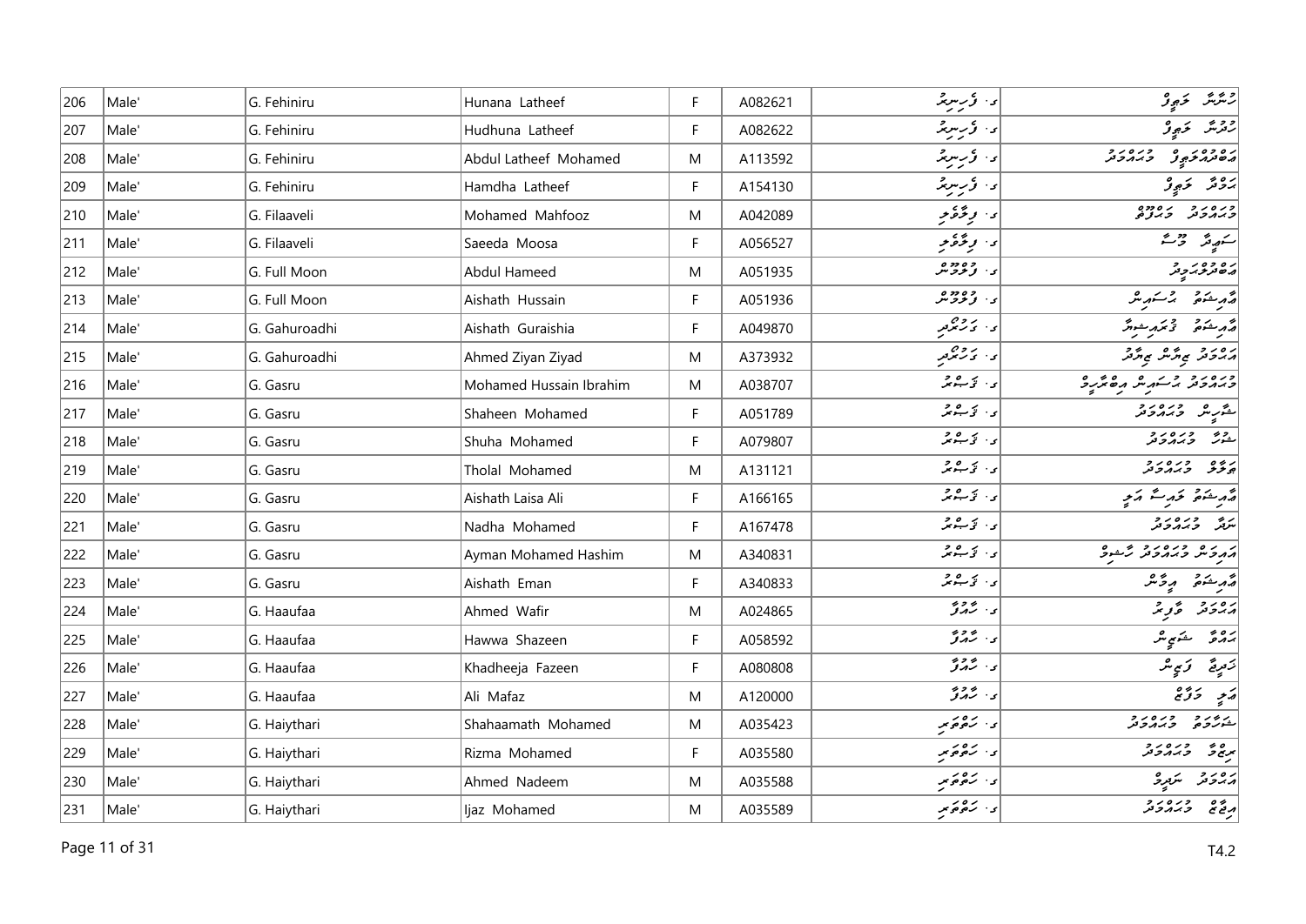| 206 | Male' | G. Fehiniru | Hunana Latheef | F | A082621 | ގ. ފެހިނިރު | ހުނަނާ ލަތީފު |
|---|---|---|---|---|---|---|---|
| 207 | Male' | G. Fehiniru | Hudhuna Latheef | F | A082622 | ގ. ފެހިނިރު | ހުދުނާ ލަތީފު |
| 208 | Male' | G. Fehiniru | Abdul Latheef Mohamed | M | A113592 | ގ. ފެހިނިރު | އަބްދުލްލަތީފު މުހައްމަދު |
| 209 | Male' | G. Fehiniru | Hamdha Latheef | F | A154130 | ގ. ފެހިނިރު | ހަމްދާ ލަތީފު |
| 210 | Male' | G. Filaaveli | Mohamed Mahfooz | M | A042089 | ގ. ފިލާވެލި | މުހައްމަދު މަހްފޫޒު |
| 211 | Male' | G. Filaaveli | Saeeda Moosa | F | A056527 | ގ. ފިލާވެލި | ސައީދާ މޫސާ |
| 212 | Male' | G. Full Moon | Abdul Hameed | M | A051935 | ގ. ފުލްމޫން | އަބްދުލްހަމީދު |
| 213 | Male' | G. Full Moon | Aishath Hussain | F | A051936 | ގ. ފުލްމޫން | އައިށަތު ހުސައިން |
| 214 | Male' | G. Gahuroadhi | Aishath Guraishia | F | A049870 | ގ. ގަހުރޯދި | އައިށަތު ގުރައިޝިއާ |
| 215 | Male' | G. Gahuroadhi | Ahmed Ziyan Ziyad | M | A373932 | ގ. ގަހުރޯދި | އަހްމަދު ޒިޔާން ޒިޔާދު |
| 216 | Male' | G. Gasru | Mohamed Hussain Ibrahim | M | A038707 | ގ. ގަސްރު | މުހައްމަދު ހުސައިން އިބްރާހީމް |
| 217 | Male' | G. Gasru | Shaheen Mohamed | F | A051789 | ގ. ގަސްރު | ޝާހީން މުހައްމަދު |
| 218 | Male' | G. Gasru | Shuha Mohamed | F | A079807 | ގ. ގަސްރު | ޝުހާ މުހައްމަދު |
| 219 | Male' | G. Gasru | Tholal Mohamed | M | A131121 | ގ. ގަސްރު | ތޮލާލް މުހައްމަދު |
| 220 | Male' | G. Gasru | Aishath Laisa Ali | F | A166165 | ގ. ގަސްރު | އައިށަތު ލައިސާ އަލި |
| 221 | Male' | G. Gasru | Nadha Mohamed | F | A167478 | ގ. ގަސްރު | ނަދާ މުހައްމަދު |
| 222 | Male' | G. Gasru | Ayman Mohamed Hashim | M | A340831 | ގ. ގަސްރު | އައިމަން މުހައްމަދު ހާޝިމް |
| 223 | Male' | G. Gasru | Aishath Eman | F | A340833 | ގ. ގަސްރު | އައިށަތު އީމާން |
| 224 | Male' | G. Haaufaa | Ahmed Wafir | M | A024865 | ގ. ހާއުފާ | އަހްމަދު ވާފިރު |
| 225 | Male' | G. Haaufaa | Hawwa Shazeen | F | A058592 | ގ. ހާއުފާ | ހައްވާ ޝަޒީން |
| 226 | Male' | G. Haaufaa | Khadheeja Fazeen | F | A080808 | ގ. ހާއުފާ | ޚަދީޖާ ފަޒީން |
| 227 | Male' | G. Haaufaa | Ali Mafaz | M | A120000 | ގ. ހާއުފާ | އަލި މަފާޒް |
| 228 | Male' | G. Haiythari | Shahaamath Mohamed | M | A035423 | ގ. ހައިތަރި | ޝަހާމަތު މުހައްމަދު |
| 229 | Male' | G. Haiythari | Rizma Mohamed | F | A035580 | ގ. ހައިތަރި | ރިޒްމާ މުހައްމަދު |
| 230 | Male' | G. Haiythari | Ahmed Nadeem | M | A035588 | ގ. ހައިތަރި | އަހްމަދު ނަދީމް |
| 231 | Male' | G. Haiythari | Ijaz Mohamed | M | A035589 | ގ. ހައިތަރި | އިޢާޒް މުހައްމަދު |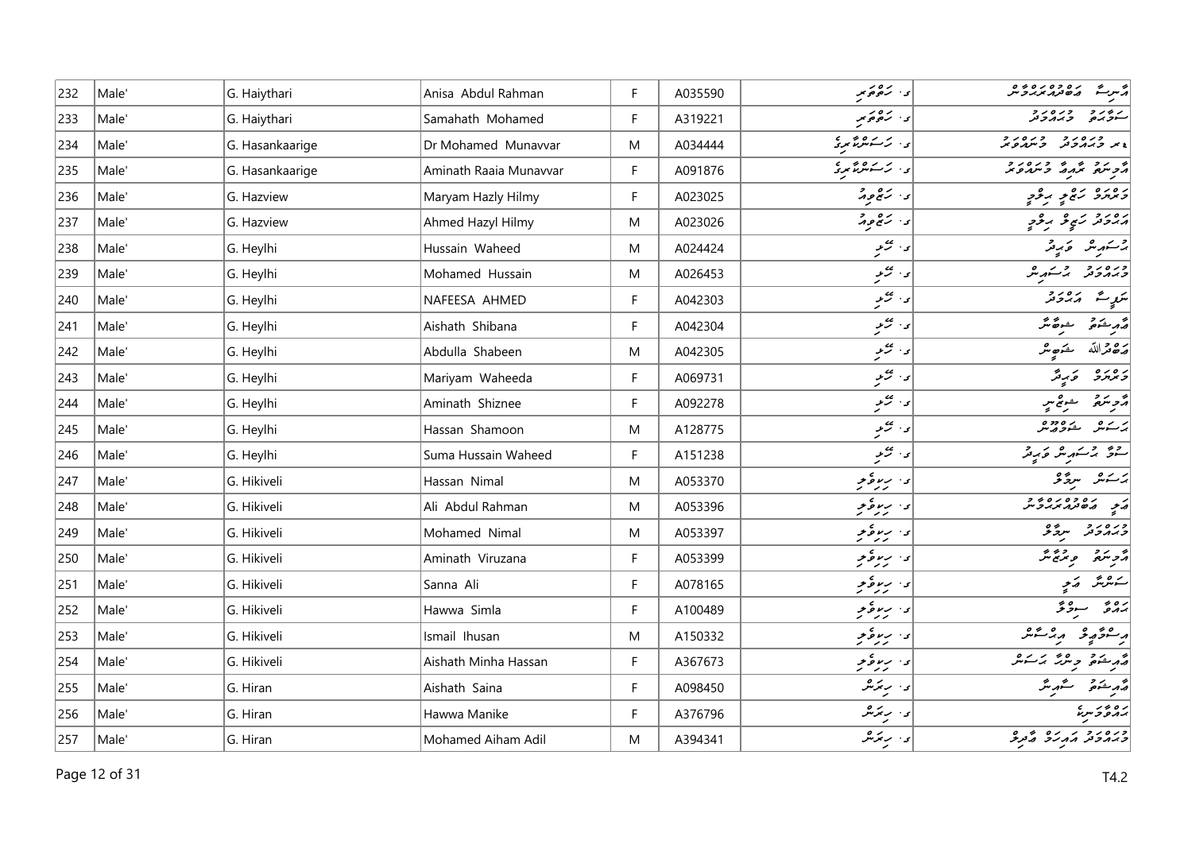| 232 | Male' | G. Haiythari | Anisa Abdul Rahman | F | A035590 | ގ. ހައިތަރި | އަނީސާ އަބްދުއް ރަޙްމާން |
|---|---|---|---|---|---|---|---|
| 233 | Male' | G. Haiythari | Samahath Mohamed | F | A319221 | ގ. ހައިތަރި | ސަމާހަތު މުޙައްމަދު |
| 234 | Male' | G. Hasankaarige | Dr Mohamed Munavvar | M | A034444 | ގ. ހަސަންކާރިގެ | ޑރ މުޙައްމަދު މުނައްވަރު |
| 235 | Male' | G. Hasankaarige | Aminath Raaia Munavvar | F | A091876 | ގ. ހަސަންކާރިގެ | އާމިނަތު ރާއިއާ މުނައްވަރު |
| 236 | Male' | G. Hazview | Maryam Hazly Hilmy | F | A023025 | ގ. ހަޒްވިއު | މަރްޔަމް ހަޒްލީ ހިލްމީ |
| 237 | Male' | G. Hazview | Ahmed Hazyl Hilmy | M | A023026 | ގ. ހަޒްވިއު | އަޙްމަދު ހަޒީލް ހިލްމީ |
| 238 | Male' | G. Heylhi | Hussain Waheed | M | A024424 | ގ. ހޭޅި | ހުސައިން ވަޙީދު |
| 239 | Male' | G. Heylhi | Mohamed Hussain | M | A026453 | ގ. ހޭޅި | މުޙައްމަދު ހުސައިން |
| 240 | Male' | G. Heylhi | NAFEESA AHMED | F | A042303 | ގ. ހޭޅި | ނަފީސާ އަޙްމަދު |
| 241 | Male' | G. Heylhi | Aishath Shibana | F | A042304 | ގ. ހޭޅި | އާއިޝަތު ޝިބާނާ |
| 242 | Male' | G. Heylhi | Abdulla Shabeen | M | A042305 | ގ. ހޭޅި | އަބްދުﷲ ޝަބީން |
| 243 | Male' | G. Heylhi | Mariyam Waheeda | F | A069731 | ގ. ހޭޅި | މަރިޔަމް ވަޙީދާ |
| 244 | Male' | G. Heylhi | Aminath Shiznee | F | A092278 | ގ. ހޭޅި | އާމިނަތު ޝިޒްނީ |
| 245 | Male' | G. Heylhi | Hassan Shamoon | M | A128775 | ގ. ހޭޅި | ހަސަން ޝަމްޢޫން |
| 246 | Male' | G. Heylhi | Suma Hussain Waheed | F | A151238 | ގ. ހޭޅި | ސުމާ ހުސައިން ވަޙީދު |
| 247 | Male' | G. Hikiveli | Hassan Nimal | M | A053370 | ގ. ހިކިވެލި | ހަސަން ނިމާލް |
| 248 | Male' | G. Hikiveli | Ali Abdul Rahman | M | A053396 | ގ. ހިކިވެލި | އަލީ އަބްދުއް ރަޙްމާން |
| 249 | Male' | G. Hikiveli | Mohamed Nimal | M | A053397 | ގ. ހިކިވެލި | މުޙައްމަދު ނިމާލް |
| 250 | Male' | G. Hikiveli | Aminath Viruzana | F | A053399 | ގ. ހިކިވެލި | އާމިނަތު ވިރުޒާނާ |
| 251 | Male' | G. Hikiveli | Sanna Ali | F | A078165 | ގ. ހިކިވެލި | ސަންނާ އަލީ |
| 252 | Male' | G. Hikiveli | Hawwa Simla | F | A100489 | ގ. ހިކިވެލި | ހައްވާ ސިމްލާ |
| 253 | Male' | G. Hikiveli | Ismail Ihusan | M | A150332 | ގ. ހިކިވެލި | އިސްމާޢީލް އިޙްސާން |
| 254 | Male' | G. Hikiveli | Aishath Minha Hassan | F | A367673 | ގ. ހިކިވެލި | އާއިޝަތު މިންހާ ހަސަން |
| 255 | Male' | G. Hiran | Aishath Saina | F | A098450 | ގ. ހިރަން | އާއިޝަތު ސާއިނާ |
| 256 | Male' | G. Hiran | Hawwa Manike | F | A376796 | ގ. ހިރަން | ހައްވާމަނިކެ |
| 257 | Male' | G. Hiran | Mohamed Aiham Adil | M | A394341 | ގ. ހިރަން | މުޙައްމަދު އައިހަމް އާދިލް |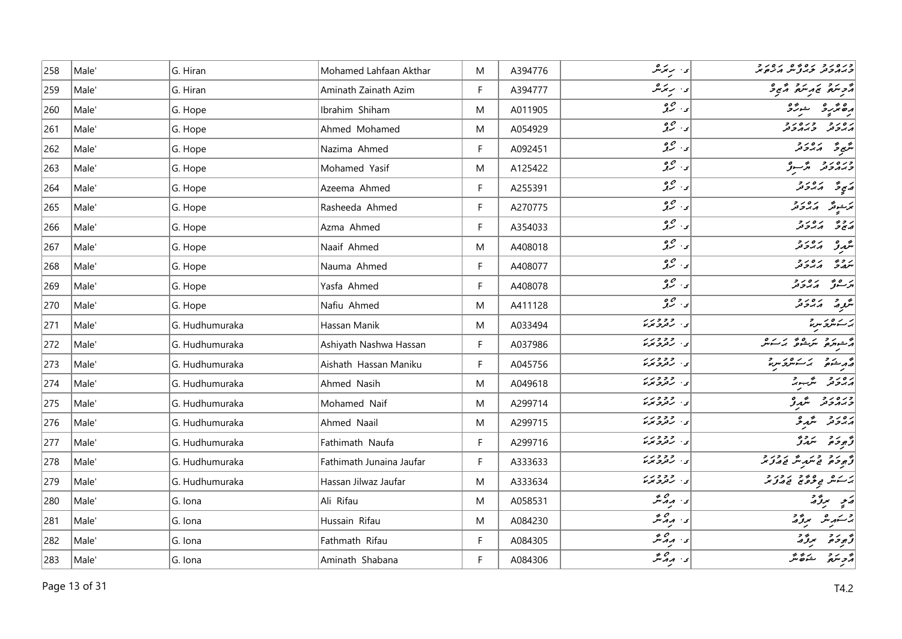| 258 | Male' | G. Hiran | Mohamed Lahfaan Akthar | M | A394776 | ގ. ހިރަން | މުހައްމަދު ލަހްފާން އަހްތަރު |
|---|---|---|---|---|---|---|---|
| 259 | Male' | G. Hiran | Aminath Zainath Azim | F | A394777 | ގ. ހިރަން | އާމިނަތު ޒައިނަތު އާޒިމް |
| 260 | Male' | G. Hope | Ibrahim Shiham | M | A011905 | ގ. ހޯޕް | އިބްރާހީމް ޝިހާމް |
| 261 | Male' | G. Hope | Ahmed Mohamed | M | A054929 | ގ. ހޯޕް | އަހްމަދު މުހައްމަދު |
| 262 | Male' | G. Hope | Nazima Ahmed | F | A092451 | ގ. ހޯޕް | ނާޒިމާ އަހްމަދު |
| 263 | Male' | G. Hope | Mohamed Yasif | M | A125422 | ގ. ހޯޕް | މުހައްމަދު ޔާސިފު |
| 264 | Male' | G. Hope | Azeema Ahmed | F | A255391 | ގ. ހޯޕް | އަޒީމާ އަހްމަދު |
| 265 | Male' | G. Hope | Rasheeda Ahmed | F | A270775 | ގ. ހޯޕް | ރަޝީދާ އަހްމަދު |
| 266 | Male' | G. Hope | Azma Ahmed | F | A354033 | ގ. ހޯޕް | އަޒުމާ އަހްމަދު |
| 267 | Male' | G. Hope | Naaif Ahmed | M | A408018 | ގ. ހޯޕް | ނާއިފު އަހްމަދު |
| 268 | Male' | G. Hope | Nauma Ahmed | F | A408077 | ގ. ހޯޕް | ނައުމާ އަހްމަދު |
| 269 | Male' | G. Hope | Yasfa Ahmed | F | A408078 | ގ. ހޯޕް | ޔަސްފާ އަހްމަދު |
| 270 | Male' | G. Hope | Nafiu Ahmed | M | A411128 | ގ. ހޯޕް | ނާފިއު އަހްމަދު |
| 271 | Male' | G. Hudhumuraka | Hassan Manik | M | A033494 | ގ. ހުދުމުރަކަ | ހަސަންމަނިކު |
| 272 | Male' | G. Hudhumuraka | Ashiyath Nashwa Hassan | F | A037986 | ގ. ހުދުމުރަކަ | އާޝިޔަތު ނަޝްވާ ހަސަން |
| 273 | Male' | G. Hudhumuraka | Aishath Hassan Maniku | F | A045756 | ގ. ހުދުމުރަކަ | އާއިޝަތު ހަސަންމަނިކު |
| 274 | Male' | G. Hudhumuraka | Ahmed Nasih | M | A049618 | ގ. ހުދުމުރަކަ | އަހްމަދު ނާސިހު |
| 275 | Male' | G. Hudhumuraka | Mohamed Naif | M | A299714 | ގ. ހުދުމުރަކަ | މުހައްމަދު ނާއިފު |
| 276 | Male' | G. Hudhumuraka | Ahmed Naail | M | A299715 | ގ. ހުދުމުރަކަ | އަހްމަދު ނާއިލް |
| 277 | Male' | G. Hudhumuraka | Fathimath Naufa | F | A299716 | ގ. ހުދުމުރަކަ | ފާތިމަތު ނައުފާ |
| 278 | Male' | G. Hudhumuraka | Fathimath Junaina Jaufar | F | A333633 | ގ. ހުދުމުރަކަ | ފާތިމަތު ޖުނައިނާ ޖައުފަރު |
| 279 | Male' | G. Hudhumuraka | Hassan Jilwaz Jaufar | M | A333634 | ގ. ހުދުމުރަކަ | ހަސަން ޖިލްވާޒު ޖައުފަރު |
| 280 | Male' | G. Iona | Ali Rifau | M | A058531 | ގ. އިއޯނާ | އަލި ރިފާއު |
| 281 | Male' | G. Iona | Hussain Rifau | M | A084230 | ގ. އިއޯނާ | ހުސައިން ރިފާއު |
| 282 | Male' | G. Iona | Fathmath Rifau | F | A084305 | ގ. އިއޯނާ | ފާތިމަތު ރިފާއު |
| 283 | Male' | G. Iona | Aminath Shabana | F | A084306 | ގ. އިއޯނާ | އާމިނަތު ޝަބާނާ |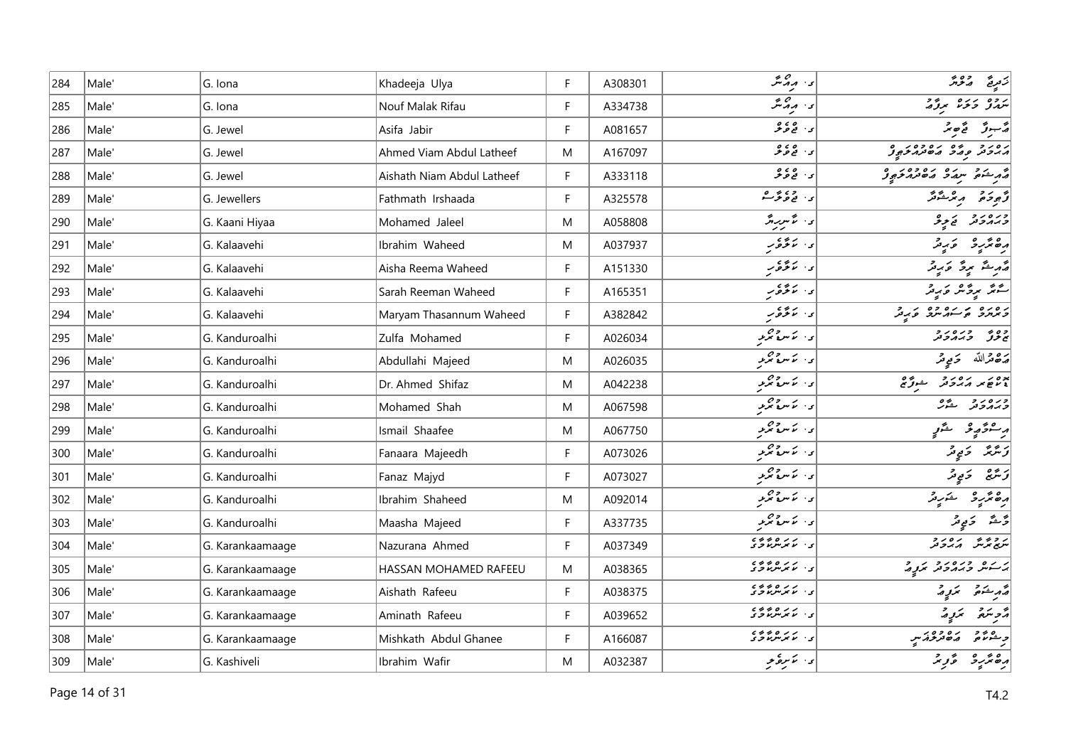| 284 | Male' | G. Iona | Khadeeja Ulya | F | A308301 | ގ. އިއޮނާ | ޚަދީޖާ އުލްޔާ |
|---|---|---|---|---|---|---|---|
| 285 | Male' | G. Iona | Nouf Malak Rifau | F | A334738 | ގ. އިއޮނާ | ނައުފު މަލަކް ރިފާއު |
| 286 | Male' | G. Jewel | Asifa Jabir | F | A081657 | ގ. ޖުއަލް | އާސިފާ ޖާބިރު |
| 287 | Male' | G. Jewel | Ahmed Viam Abdul Latheef | M | A167097 | ގ. ޖުއަލް | އަޙްމަދު ވިއާމް އަބްދުއްލަޠީފް |
| 288 | Male' | G. Jewel | Aishath Niam Abdul Latheef | F | A333118 | ގ. ޖުއަލް | އައިޝަތު ނިޢާމް އަބްދުއްލަޠީފް |
| 289 | Male' | G. Jewellers | Fathmath Irshaada | F | A325578 | ގ. ޖުއަލަރސް | ފާތިމަތު އިރްޝާދާ |
| 290 | Male' | G. Kaani Hiyaa | Mohamed Jaleel | M | A058808 | ގ. ކާނިހިޔާ | މުޙައްމަދު ޖަލީލް |
| 291 | Male' | G. Kalaavehi | Ibrahim Waheed | M | A037937 | ގ. ކަލާވެހި | އިބްރާހީމް ވަޙީދު |
| 292 | Male' | G. Kalaavehi | Aisha Reema Waheed | F | A151330 | ގ. ކަލާވެހި | އާއިޝާ ރީމާ ވަޙީދު |
| 293 | Male' | G. Kalaavehi | Sarah Reeman Waheed | F | A165351 | ގ. ކަލާވެހި | ސާރާ ރީމާން ވަޙީދު |
| 294 | Male' | G. Kalaavehi | Maryam Thasannum Waheed | F | A382842 | ގ. ކަލާވެހި | މަރްޔަމް ތަސައްނުމް ވަޙީދު |
| 295 | Male' | G. Kanduroalhi | Zulfa Mohamed | F | A026034 | ގ. ކަނޑުރޯޅި | ޒުލްފާ މުޙައްމަދު |
| 296 | Male' | G. Kanduroalhi | Abdullahi Majeed | M | A026035 | ގ. ކަނޑުރޯޅި | އަބްދުﷲ މަޖީދު |
| 297 | Male' | G. Kanduroalhi | Dr. Ahmed Shifaz | M | A042238 | ގ. ކަނޑުރޯޅި | ޑޮކްޓަރ އަޙްމަދު ޝިފާޒް |
| 298 | Male' | G. Kanduroalhi | Mohamed Shah | M | A067598 | ގ. ކަނޑުރޯޅި | މުޙައްމަދު ޝާހް |
| 299 | Male' | G. Kanduroalhi | Ismail Shaafee | M | A067750 | ގ. ކަނޑުރޯޅި | އިސްމާޢީލް ޝާފީ |
| 300 | Male' | G. Kanduroalhi | Fanaara Majeedh | F | A073026 | ގ. ކަނޑުރޯޅި | ފަނާރާ މަޖީދު |
| 301 | Male' | G. Kanduroalhi | Fanaz Majyd | F | A073027 | ގ. ކަނޑުރޯޅި | ފަނާޒް މަޖީދު |
| 302 | Male' | G. Kanduroalhi | Ibrahim Shaheed | M | A092014 | ގ. ކަނޑުރޯޅި | އިބްރާހީމް ޝަހީދު |
| 303 | Male' | G. Kanduroalhi | Maasha Majeed | F | A337735 | ގ. ކަނޑުރޯޅި | މާޝާ މަޖީދު |
| 304 | Male' | G. Karankaamaage | Nazurana Ahmed | F | A037349 | ގ. ކަރަންކާމާގެ | ނަޒުރާނާ އަޙްމަދު |
| 305 | Male' | G. Karankaamaage | HASSAN MOHAMED RAFEEU | M | A038365 | ގ. ކަރަންކާމާގެ | ހަސަން މުޙައްމަދު ރަފީޢު |
| 306 | Male' | G. Karankaamaage | Aishath Rafeeu | F | A038375 | ގ. ކަރަންކާމާގެ | އައިޝަތު ރަފީޢު |
| 307 | Male' | G. Karankaamaage | Aminath Rafeeu | F | A039652 | ގ. ކަރަންކާމާގެ | އާމިނަތު ރަފީޢު |
| 308 | Male' | G. Karankaamaage | Mishkath Abdul Ghanee | F | A166087 | ގ. ކަރަންކާމާގެ | މިޝްކާތު އަބްދުލްޣަނީ |
| 309 | Male' | G. Kashiveli | Ibrahim Wafir | M | A032387 | ގ. ކަށިވެލި | އިބްރާހީމް ވާފިރު |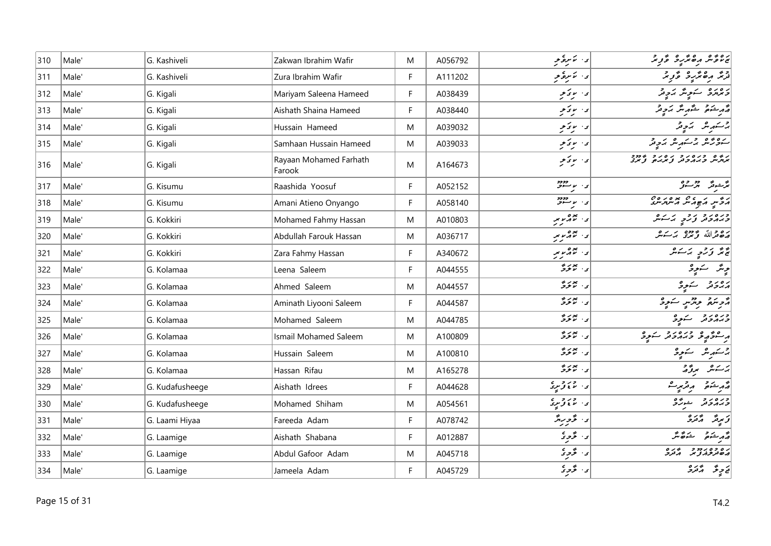| 310 | Male' | G. Kashiveli | Zakwan Ibrahim Wafir | M | A056792 | ގ. ކަޝިވެލި | ޒަކްވާން އިބްރާހީމް ވާފިރު |
|---|---|---|---|---|---|---|---|
| 311 | Male' | G. Kashiveli | Zura Ibrahim Wafir | F | A111202 | ގ. ކަޝިވެލި | ޒުރާ އިބްރާހީމް ވާފިރު |
| 312 | Male' | G. Kigali | Mariyam Saleena Hameed | F | A038439 | ގ. ކިގާލި | މަރިޔަމް ސަލީނާ ހަމީދު |
| 313 | Male' | G. Kigali | Aishath Shaina Hameed | F | A038440 | ގ. ކިގާލި | އާއިޝަތު ޝައިނާ ހަމީދު |
| 314 | Male' | G. Kigali | Hussain Hameed | M | A039032 | ގ. ކިގާލި | ހުސައިން ހަމީދު |
| 315 | Male' | G. Kigali | Samhaan Hussain Hameed | M | A039033 | ގ. ކިގާލި | ސަމްހާން ހުސައިން ހަމީދު |
| 316 | Male' | G. Kigali | Rayaan Mohamed Farhath Farook | M | A164673 | ގ. ކިގާލި | ރައްޔާން މުހައްމަދު ފަރުހަތު ފާރޫގު |
| 317 | Male' | G. Kisumu | Raashida Yoosuf | F | A052152 | ގ. ކިސުމޫ | ރާޝިދާ ޔޫސުފު |
| 318 | Male' | G. Kisumu | Amani Atieno Onyango | F | A058140 | ގ. ކިސުމޫ | އަމާނީ އަޓިއެނޯ އޮންޔަންގޯ |
| 319 | Male' | G. Kokkiri | Mohamed Fahmy Hassan | M | A010803 | ގ. ކޮއްކިރި | މުހައްމަދު ފަހުމީ ހަސަން |
| 320 | Male' | G. Kokkiri | Abdullah Farouk Hassan | M | A036717 | ގ. ކޮއްކިރި | އަބްދުﷲ ފާރޫގު ހަސަން |
| 321 | Male' | G. Kokkiri | Zara Fahmy Hassan | F | A340672 | ގ. ކޮއްކިރި | ޒާރާ ފަހުމީ ހަސަން |
| 322 | Male' | G. Kolamaa | Leena Saleem | F | A044555 | ގ. ކޮލަމާ | ލީނާ ސަލީމް |
| 323 | Male' | G. Kolamaa | Ahmed Saleem | M | A044557 | ގ. ކޮލަމާ | އަހުމަދު ސަލީމް |
| 324 | Male' | G. Kolamaa | Aminath Liyooni Saleem | F | A044587 | ގ. ކޮލަމާ | އާމިނަތު ލިޔޫނީ ސަލީމް |
| 325 | Male' | G. Kolamaa | Mohamed Saleem | M | A044785 | ގ. ކޮލަމާ | މުހައްމަދު ސަލީމް |
| 326 | Male' | G. Kolamaa | Ismail Mohamed Saleem | M | A100809 | ގ. ކޮލަމާ | އިސްމާޢީލް މުހައްމަދު ސަލީމް |
| 327 | Male' | G. Kolamaa | Hussain Saleem | M | A100810 | ގ. ކޮލަމާ | ހުސައިން ސަލީމް |
| 328 | Male' | G. Kolamaa | Hassan Rifau | M | A165278 | ގ. ކޮލަމާ | ހަސަން ރިފާއު |
| 329 | Male' | G. Kudafusheege | Aishath Idrees | F | A044628 | ގ. ކުދަފުށީގެ | އާއިޝަތު އިދްރީސް |
| 330 | Male' | G. Kudafusheege | Mohamed Shiham | M | A054561 | ގ. ކުދަފުށީގެ | މުހައްމަދު ޝިހާމް |
| 331 | Male' | G. Laami Hiyaa | Fareeda Adam | F | A078742 | ގ. ލާމިހިޔާ | ފަރީދާ އާދަމް |
| 332 | Male' | G. Laamige | Aishath Shabana | F | A012887 | ގ. ލާމިގެ | އާއިޝަތު ޝަބާނާ |
| 333 | Male' | G. Laamige | Abdul Gafoor Adam | M | A045718 | ގ. ލާމިގެ | އަބްދުލްޣަފޫރު އާދަމް |
| 334 | Male' | G. Laamige | Jameela Adam | F | A045729 | ގ. ލާމިގެ | ޖަމީލާ އާދަމް |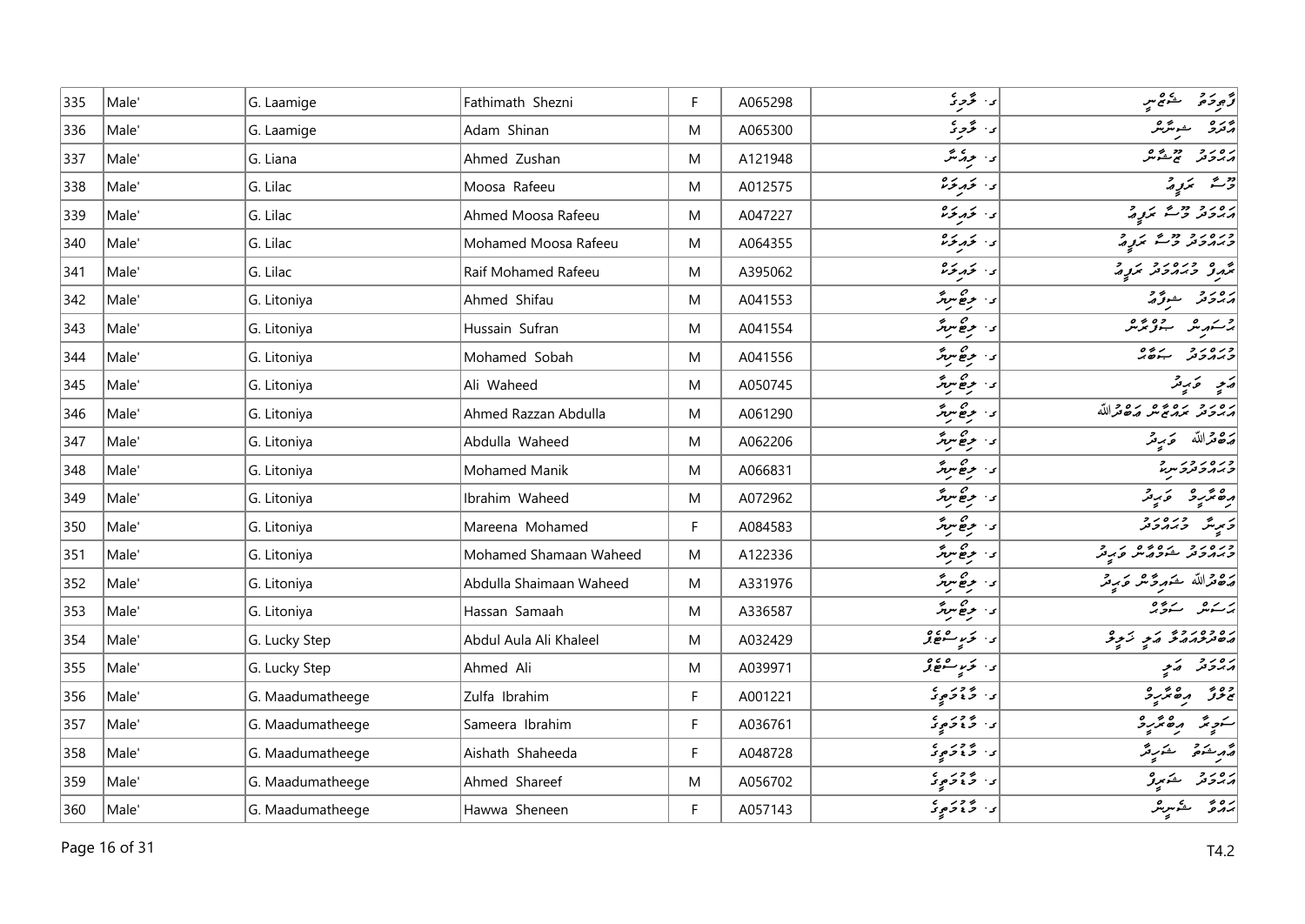| 335 | Male' | G. Laamige | Fathimath Shezni | F | A065298 | ގ. ލާމިގެ | ފާތިމަތު ޝެޒްނީ |
|---|---|---|---|---|---|---|---|
| 336 | Male' | G. Laamige | Adam Shinan | M | A065300 | ގ. ލާމިގެ | އާދަމް ޝިނާން |
| 337 | Male' | G. Liana | Ahmed Zushan | M | A121948 | ގ. ލިއާނާ | އަހުމަދު ޒުޝާން |
| 338 | Male' | G. Lilac | Moosa Rafeeu | M | A012575 | ގ. ލައިލަކް | މޫސާ ރަފީޢު |
| 339 | Male' | G. Lilac | Ahmed Moosa Rafeeu | M | A047227 | ގ. ލައިލަކް | އަހުމަދު މޫސާ ރަފީޢު |
| 340 | Male' | G. Lilac | Mohamed Moosa Rafeeu | M | A064355 | ގ. ލައިލަކް | މުހައްމަދު މޫސާ ރަފީޢު |
| 341 | Male' | G. Lilac | Raif Mohamed Rafeeu | M | A395062 | ގ. ލައިލަކް | ރާއިފް މުހައްމަދު ރަފީޢު |
| 342 | Male' | G. Litoniya | Ahmed Shifau | M | A041553 | ގ. ލިޓޯނިޔާ | އަހުމަދު ޝިފާއު |
| 343 | Male' | G. Litoniya | Hussain Sufran | M | A041554 | ގ. ލިޓޯނިޔާ | ހުސައިން ސުފްރާން |
| 344 | Male' | G. Litoniya | Mohamed Sobah | M | A041556 | ގ. ލިޓޯނިޔާ | މުހައްމަދު ސޮބާހް |
| 345 | Male' | G. Litoniya | Ali Waheed | M | A050745 | ގ. ލިޓޯނިޔާ | އަލި ވަހީދު |
| 346 | Male' | G. Litoniya | Ahmed Razzan Abdulla | M | A061290 | ގ. ލިޓޯނިޔާ | އަހުމަދު ރައްޒާން އަބްދުﷲ |
| 347 | Male' | G. Litoniya | Abdulla Waheed | M | A062206 | ގ. ލިޓޯނިޔާ | އަބްދުﷲ ވަހީދު |
| 348 | Male' | G. Litoniya | Mohamed Manik | M | A066831 | ގ. ލިޓޯނިޔާ | މުހައްމަދުމަނިކު |
| 349 | Male' | G. Litoniya | Ibrahim Waheed | M | A072962 | ގ. ލިޓޯނިޔާ | އިބްރާހީމް ވަހީދު |
| 350 | Male' | G. Litoniya | Mareena Mohamed | F | A084583 | ގ. ލިޓޯނިޔާ | މަރީނާ މުހައްމަދު |
| 351 | Male' | G. Litoniya | Mohamed Shamaan Waheed | M | A122336 | ގ. ލިޓޯނިޔާ | މުހައްމަދު ޝަމްއާން ވަހީދު |
| 352 | Male' | G. Litoniya | Abdulla Shaimaan Waheed | M | A331976 | ގ. ލިޓޯނިޔާ | އަބްދުﷲ ޝައިމާން ވަހީދު |
| 353 | Male' | G. Litoniya | Hassan Samaah | M | A336587 | ގ. ލިޓޯނިޔާ | ހަސަން ސަމާހު |
| 354 | Male' | G. Lucky Step | Abdul Aula Ali Khaleel | M | A032429 | ގ. ލަކީސްޓެޕް | އަބްދުލްއައުލާ އަލި ޚަލީލު |
| 355 | Male' | G. Lucky Step | Ahmed Ali | M | A039971 | ގ. ލަކީސްޓެޕް | އަހުމަދު އަލި |
| 356 | Male' | G. Maadumatheege | Zulfa Ibrahim | F | A001221 | ގ. މާދުމަތީގެ | ޒުލްފާ އިބްރާހީމް |
| 357 | Male' | G. Maadumatheege | Sameera Ibrahim | F | A036761 | ގ. މާދުމަތީގެ | ސަމީރާ އިބްރާހީމް |
| 358 | Male' | G. Maadumatheege | Aishath Shaheeda | F | A048728 | ގ. މާދުމަތީގެ | އައިޝަތު ޝަހީދާ |
| 359 | Male' | G. Maadumatheege | Ahmed Shareef | M | A056702 | ގ. މާދުމަތީގެ | އަހުމަދު ޝަރީފު |
| 360 | Male' | G. Maadumatheege | Hawwa Sheneen | F | A057143 | ގ. މާދުމަތީގެ | ހައްވާ ޝެނީން |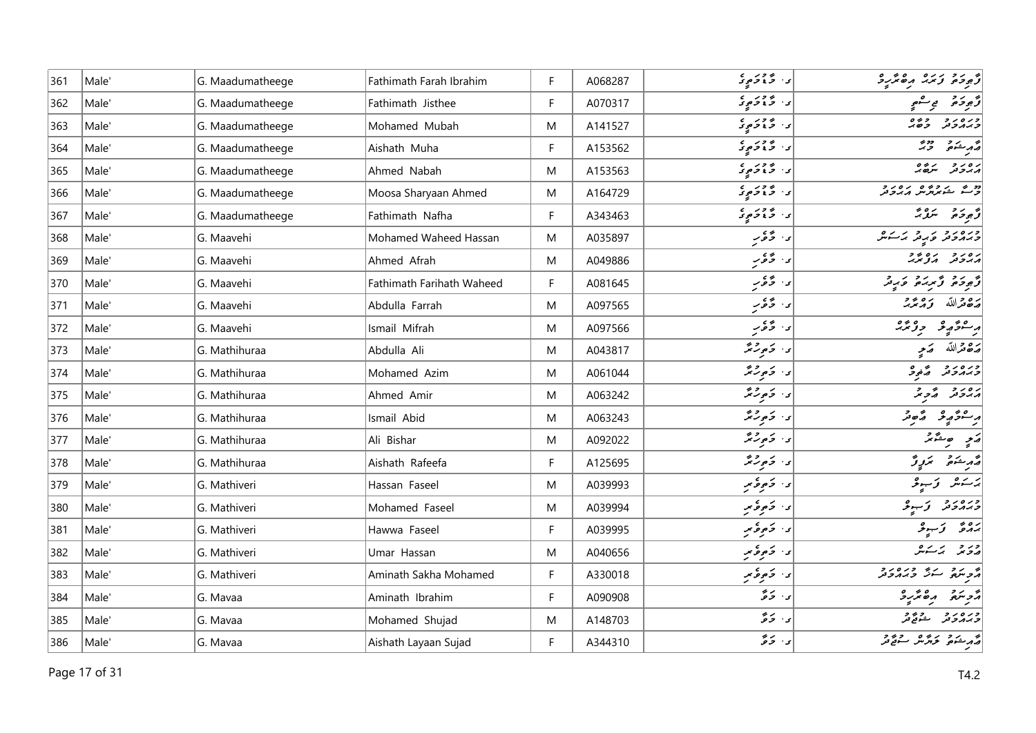| 361 | Male' | G. Maadumatheege | Fathimath Farah Ibrahim | F | A068287 | ގ. މާދުމަތީގެ | ފާތިމަތު ފަރަހް އިބްރާހީމް |
|---|---|---|---|---|---|---|---|
| 362 | Male' | G. Maadumatheege | Fathimath Jisthee | F | A070317 | ގ. މާދުމަތީގެ | ފާތިމަތު ޖިސްތީ |
| 363 | Male' | G. Maadumatheege | Mohamed Mubah | M | A141527 | ގ. މާދުމަތީގެ | މުހައްމަދު މުބާހް |
| 364 | Male' | G. Maadumatheege | Aishath Muha | F | A153562 | ގ. މާދުމަތީގެ | އާއިޝަތު މުހާ |
| 365 | Male' | G. Maadumatheege | Ahmed Nabah | M | A153563 | ގ. މާދުމަތީގެ | އަހުމަދު ނަބާހް |
| 366 | Male' | G. Maadumatheege | Moosa Sharyaan Ahmed | M | A164729 | ގ. މާދުމަތީގެ | މޫސާ ޝަރްޔާން އަހުމަދު |
| 367 | Male' | G. Maadumatheege | Fathimath Nafha | F | A343463 | ގ. މާދުމަތީގެ | ފާތިމަތު ނަފްހާ |
| 368 | Male' | G. Maavehi | Mohamed Waheed Hassan | M | A035897 | ގ. މާވެހި | މުހައްމަދު ވަހީދު ހަސަން |
| 369 | Male' | G. Maavehi | Ahmed Afrah | M | A049886 | ގ. މާވެހި | އަހުމަދު އަފްރާހް |
| 370 | Male' | G. Maavehi | Fathimath Farihath Waheed | F | A081645 | ގ. މާވެހި | ފާތިމަތު ފާރިހަތު ވަހީދު |
| 371 | Male' | G. Maavehi | Abdulla Farrah | M | A097565 | ގ. މާވެހި | އަބްދުﷲ ފައްރާހް |
| 372 | Male' | G. Maavehi | Ismail Mifrah | M | A097566 | ގ. މާވެހި | އިސްމާއީލް މިފްރާހް |
| 373 | Male' | G. Mathihuraa | Abdulla Ali | M | A043817 | ގ. މަތިހުރާ | އަބްދުﷲ އަލި |
| 374 | Male' | G. Mathihuraa | Mohamed Azim | M | A061044 | ގ. މަތިހުރާ | މުހައްމަދު އާޒިމް |
| 375 | Male' | G. Mathihuraa | Ahmed Amir | M | A063242 | ގ. މަތިހުރާ | އަހުމަދު އާމިރު |
| 376 | Male' | G. Mathihuraa | Ismail Abid | M | A063243 | ގ. މަތިހުރާ | އިސްމާއީލް އާބިދު |
| 377 | Male' | G. Mathihuraa | Ali Bishar | M | A092022 | ގ. މަތިހުރާ | އަލި ބިޝާރު |
| 378 | Male' | G. Mathihuraa | Aishath Rafeefa | F | A125695 | ގ. މަތިހުރާ | އާއިޝަތު ރަފީފާ |
| 379 | Male' | G. Mathiveri | Hassan Faseel | M | A039993 | ގ. މަތިވެރި | ހަސަން ފަސީލު |
| 380 | Male' | G. Mathiveri | Mohamed Faseel | M | A039994 | ގ. މަތިވެރި | މުހައްމަދު ފަސީލު |
| 381 | Male' | G. Mathiveri | Hawwa Faseel | F | A039995 | ގ. މަތިވެރި | ހައްވާ ފަސީލު |
| 382 | Male' | G. Mathiveri | Umar Hassan | M | A040656 | ގ. މަތިވެރި | އުމަރު ހަސަން |
| 383 | Male' | G. Mathiveri | Aminath Sakha Mohamed | F | A330018 | ގ. މަތިވެރި | އާމިނަތު ސަޚާ މުހައްމަދު |
| 384 | Male' | G. Mavaa | Aminath Ibrahim | F | A090908 | ގ. މަވާ | އާމިނަތު އިބްރާހީމް |
| 385 | Male' | G. Mavaa | Mohamed Shujad | M | A148703 | ގ. މަވާ | މުހައްމަދު ޝުޖާދު |
| 386 | Male' | G. Mavaa | Aishath Layaan Sujad | F | A344310 | ގ. މަވާ | އާއިޝަތު ލަޔާން ސުޖާދު |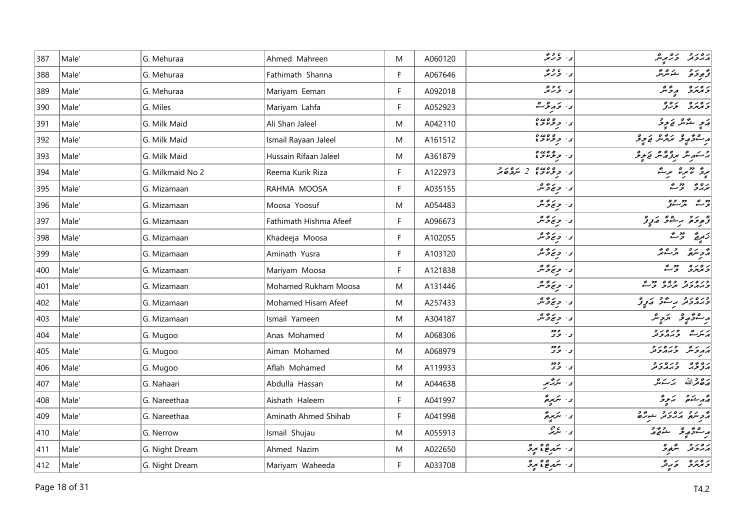| 387 | Male' | G. Mehuraa | Ahmed Mahreen | M | A060120 | ގ. މެހުރާ | އަޙްމަދު މަހްރީން |
|---|---|---|---|---|---|---|---|
| 388 | Male' | G. Mehuraa | Fathimath Shanna | F | A067646 | ގ. މެހުރާ | ފާތިމަތު ޝަންނާ |
| 389 | Male' | G. Mehuraa | Mariyam Eeman | F | A092018 | ގ. މެހުރާ | މަރިޔަމް އީމާން |
| 390 | Male' | G. Miles | Mariyam Lahfa | F | A052923 | ގ. މައިލްސް | މަރިޔަމް ލަހްފާ |
| 391 | Male' | G. Milk Maid | Ali Shan Jaleel | M | A042110 | ގ. މިލްކްމެއިޑް | އަލި ޝާން ޖަލީލް |
| 392 | Male' | G. Milk Maid | Ismail Rayaan Jaleel | M | A161512 | ގ. މިލްކްމެއިޑް | އިސްމާއީލް ރަޔާން ޖަލީލް |
| 393 | Male' | G. Milk Maid | Hussain Rifaan Jaleel | M | A361879 | ގ. މިލްކްމެއިޑް | ހުސައިން ރިފާން ޖަލީލް |
| 394 | Male' | G. Milkmaid No 2 | Reema Kurik Riza | F | A122973 | ގ. މިލްކްމެއިޑް 2 ނަންބަރު | ރީމާ ކުރިކް ރިޒާ |
| 395 | Male' | G. Mizamaan | RAHMA MOOSA | F | A035155 | ގ. މިޒަމާން | ރަޙްމާ މޫސާ |
| 396 | Male' | G. Mizamaan | Moosa Yoosuf | M | A054483 | ގ. މިޒަމާން | މޫސާ ޔޫސުފް |
| 397 | Male' | G. Mizamaan | Fathimath Hishma Afeef | F | A096673 | ގ. މިޒަމާން | ފާތިމަތު ހިޝްމާ އަފީފް |
| 398 | Male' | G. Mizamaan | Khadeeja Moosa | F | A102055 | ގ. މިޒަމާން | ޚަދީޖާ މޫސާ |
| 399 | Male' | G. Mizamaan | Aminath Yusra | F | A103120 | ގ. މިޒަމާން | އާމިނަތު ޔުސްރާ |
| 400 | Male' | G. Mizamaan | Mariyam Moosa | F | A121838 | ގ. މިޒަމާން | މަރިޔަމް މޫސާ |
| 401 | Male' | G. Mizamaan | Mohamed Rukham Moosa | M | A131446 | ގ. މިޒަމާން | މުޙައްމަދު ރުޚާމް މޫސާ |
| 402 | Male' | G. Mizamaan | Mohamed Hisam Afeef | M | A257433 | ގ. މިޒަމާން | މުޙައްމަދު ހިސާމް އަފީފް |
| 403 | Male' | G. Mizamaan | Ismail Yameen | M | A304187 | ގ. މިޒަމާން | އިސްމާއީލް ޔަމީން |
| 404 | Male' | G. Mugoo | Anas Mohamed | M | A068306 | ގ. މުގޫ | އަނަސް މުޙައްމަދު |
| 405 | Male' | G. Mugoo | Aiman Mohamed | M | A068979 | ގ. މުގޫ | އައިމަން މުޙައްމަދު |
| 406 | Male' | G. Mugoo | Aflah Mohamed | M | A119933 | ގ. މުގޫ | އަފްލަޙް މުޙައްމަދު |
| 407 | Male' | G. Nahaari | Abdulla Hassan | M | A044638 | ގ. ނަހާރި | އަބްދުﷲ ހަސަން |
| 408 | Male' | G. Nareethaa | Aishath Haleem | F | A041997 | ގ. ނަރީތާ | އާއިޝަތު ހަލީމް |
| 409 | Male' | G. Nareethaa | Aminath Ahmed Shihab | F | A041998 | ގ. ނަރީތާ | އާމިނަތު އަޙްމަދު ޝިހާބް |
| 410 | Male' | G. Nerrow | Ismail Shujau | M | A055913 | ގ. ނެރޯ | އިސްމާއީލް ޝުޖާއު |
| 411 | Male' | G. Night Dream | Ahmed Nazim | M | A022650 | ގ. ނައިޓްޑްރީމް | އަޙްމަދު ނާޒިމް |
| 412 | Male' | G. Night Dream | Mariyam Waheeda | F | A033708 | ގ. ނައިޓްޑްރީމް | މަރިޔަމް ވަހީދާ |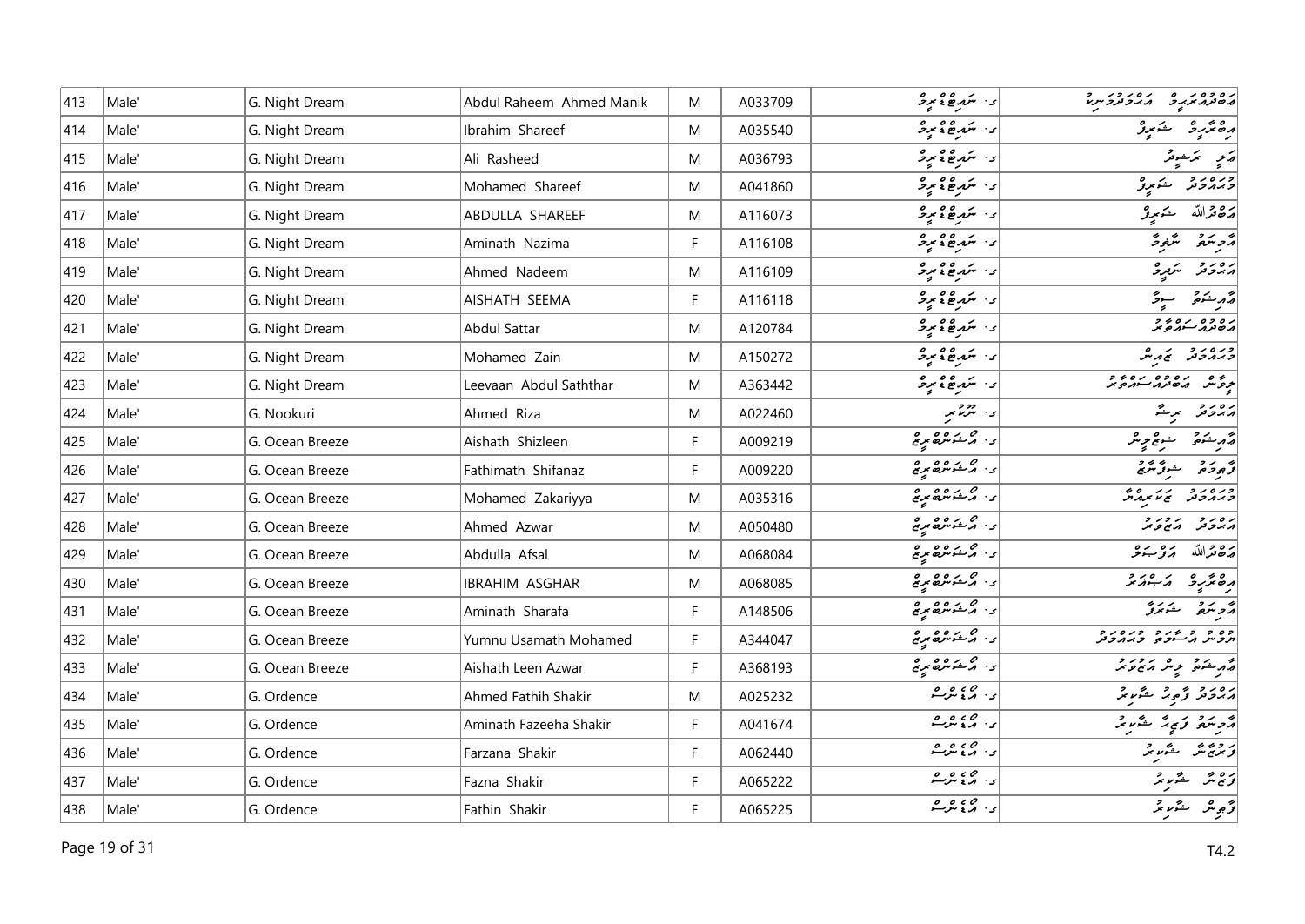| 413 | Male' | G. Night Dream | Abdul Raheem Ahmed Manik | M | A033709 | ގ. ނައިޓްޑްރީމް | އަބްދުއްރަޙީމް އަޙްމަދުމާނިކު |
|---|---|---|---|---|---|---|---|
| 414 | Male' | G. Night Dream | Ibrahim Shareef | M | A035540 | ގ. ނައިޓްޑްރީމް | އިބްރާހީމް ޝަރީފް |
| 415 | Male' | G. Night Dream | Ali Rasheed | M | A036793 | ގ. ނައިޓްޑްރީމް | ޢަލީ ރަޝީދު |
| 416 | Male' | G. Night Dream | Mohamed Shareef | M | A041860 | ގ. ނައިޓްޑްރީމް | މުޙައްމަދު ޝަރީފް |
| 417 | Male' | G. Night Dream | ABDULLA SHAREEF | M | A116073 | ގ. ނައިޓްޑްރީމް | އަބްދުﷲ ޝަރީފް |
| 418 | Male' | G. Night Dream | Aminath Nazima | F | A116108 | ގ. ނައިޓްޑްރީމް | އާމިނަތު ނާޒިމާ |
| 419 | Male' | G. Night Dream | Ahmed Nadeem | M | A116109 | ގ. ނައިޓްޑްރީމް | އަޙްމަދު ނަދީމް |
| 420 | Male' | G. Night Dream | AISHATH SEEMA | F | A116118 | ގ. ނައިޓްޑްރީމް | ޢާއިޝަތު ސީމާ |
| 421 | Male' | G. Night Dream | Abdul Sattar | M | A120784 | ގ. ނައިޓްޑްރީމް | އަބްދުލްސައްތާރު |
| 422 | Male' | G. Night Dream | Mohamed Zain | M | A150272 | ގ. ނައިޓްޑްރީމް | މުޙައްމަދު ޒައިން |
| 423 | Male' | G. Night Dream | Leevaan Abdul Saththar | M | A363442 | ގ. ނައިޓްޑްރީމް | ލީވާން އަބްދުލްސައްތާރު |
| 424 | Male' | G. Nookuri | Ahmed Riza | M | A022460 | ގ. ނޫކުރި | އަޙްމަދު ރިޟާ |
| 425 | Male' | G. Ocean Breeze | Aishath Shizleen | F | A009219 | ގ. އޯޝަންބްރީޒް | ޢާއިޝަތު ޝިޒްލީން |
| 426 | Male' | G. Ocean Breeze | Fathimath Shifanaz | F | A009220 | ގ. އޯޝަންބްރީޒް | ފާތިމަތު ޝިފާނާޒް |
| 427 | Male' | G. Ocean Breeze | Mohamed Zakariyya | M | A035316 | ގ. އޯޝަންބްރީޒް | މުޙައްމަދު ޒަކަރިއްޔާ |
| 428 | Male' | G. Ocean Breeze | Ahmed Azwar | M | A050480 | ގ. އޯޝަންބްރީޒް | އަޙްމަދު އަޒްވަރު |
| 429 | Male' | G. Ocean Breeze | Abdulla Afsal | M | A068084 | ގ. އޯޝަންބްރީޒް | އަބްދުﷲ އަފްސަލް |
| 430 | Male' | G. Ocean Breeze | IBRAHIM ASGHAR | M | A068085 | ގ. އޯޝަންބްރީޒް | އިބްރާހީމް އަސްޣަރު |
| 431 | Male' | G. Ocean Breeze | Aminath Sharafa | F | A148506 | ގ. އޯޝަންބްރީޒް | އާމިނަތު ޝަރަފާ |
| 432 | Male' | G. Ocean Breeze | Yumnu Usamath Mohamed | F | A344047 | ގ. އޯޝަންބްރީޒް | ޔުމްނު އުސާމަތު މުޙައްމަދު |
| 433 | Male' | G. Ocean Breeze | Aishath Leen Azwar | F | A368193 | ގ. އޯޝަންބްރީޒް | ޢާއިޝަތު ލީން އަޒްވަރު |
| 434 | Male' | G. Ordence | Ahmed Fathih Shakir | M | A025232 | ގ. އޯޑެންސް | އަޙްމަދު ފާތިހު ޝާކިރު |
| 435 | Male' | G. Ordence | Aminath Fazeeha Shakir | F | A041674 | ގ. އޯޑެންސް | އާމިނަތު ފަޒީހާ ޝާކިރު |
| 436 | Male' | G. Ordence | Farzana Shakir | F | A062440 | ގ. އޯޑެންސް | ފަރުޒާނާ ޝާކިރު |
| 437 | Male' | G. Ordence | Fazna Shakir | F | A065222 | ގ. އޯޑެންސް | ފަޒްނާ ޝާކިރު |
| 438 | Male' | G. Ordence | Fathin Shakir | F | A065225 | ގ. އޯޑެންސް | ފާތިން ޝާކިރު |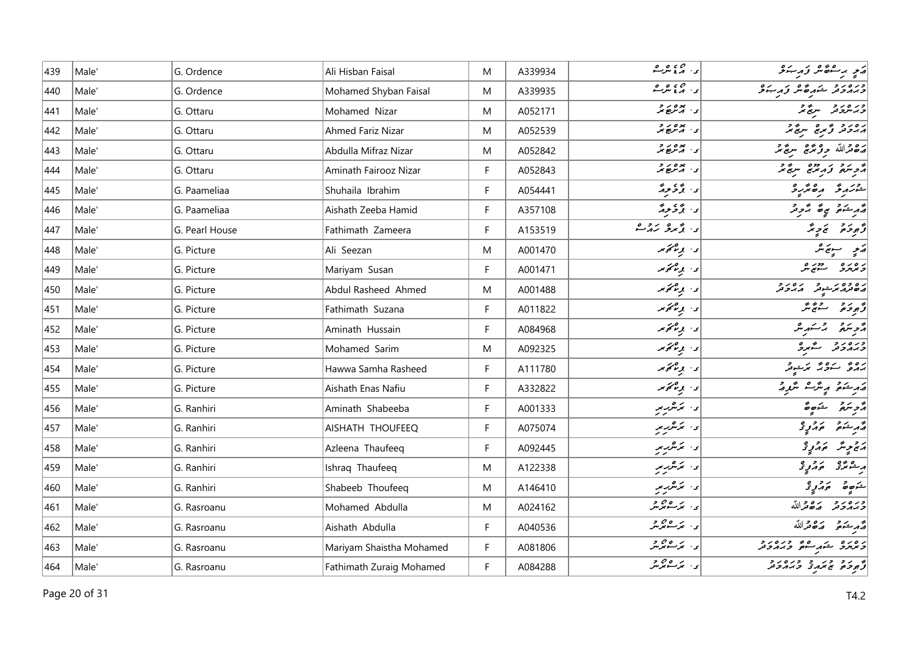| 439 | Male' | G. Ordence | Ali Hisban Faisal | M | A339934 | ގ. އޯޑެންސް | އަލި ހިސްބާން ފައިސަލް |
|---|---|---|---|---|---|---|---|
| 440 | Male' | G. Ordence | Mohamed Shyban Faisal | M | A339935 | ގ. އޯޑެންސް | މުހައްމަދު ޝައިބާން ފައިސަލް |
| 441 | Male' | G. Ottaru | Mohamed Nizar | M | A052171 | ގ. އޮޓްޓަރު | މުހައްމަދު ނިޒާރު |
| 442 | Male' | G. Ottaru | Ahmed Fariz Nizar | M | A052539 | ގ. އޮޓްޓަރު | އަޙްމަދު ފާރިޒް ނިޒާރު |
| 443 | Male' | G. Ottaru | Abdulla Mifraz Nizar | M | A052842 | ގ. އޮޓްޓަރު | އަބްދުﷲ މިފްރާޒް ނިޒާރު |
| 444 | Male' | G. Ottaru | Aminath Fairooz Nizar | F | A052843 | ގ. އޮޓްޓަރު | އާމިނަތު ފައިރޫޒް ނިޒާރު |
| 445 | Male' | G. Paameliaa | Shuhaila Ibrahim | F | A054441 | ގ. ޕާމެލިއާ | ޝުހައިލާ އިބްރާހީމް |
| 446 | Male' | G. Paameliaa | Aishath Zeeba Hamid | F | A357108 | ގ. ޕާމެލިއާ | އައިޝަތު ޒީބާ ހާމިދު |
| 447 | Male' | G. Pearl House | Fathimath Zameera | F | A153519 | ގ. ޕާރލް ހައުސް | ފާތިމަތު ޒަމީރާ |
| 448 | Male' | G. Picture | Ali Seezan | M | A001470 | ގ. ޕިކްޗަރ | އަލި ސީޒަން |
| 449 | Male' | G. Picture | Mariyam Susan | F | A001471 | ގ. ޕިކްޗަރ | މަރިޔަމް ސޫޒަން |
| 450 | Male' | G. Picture | Abdul Rasheed Ahmed | M | A001488 | ގ. ޕިކްޗަރ | އަބްދުއްރަޝީދު އަޙްމަދު |
| 451 | Male' | G. Picture | Fathimath Suzana | F | A011822 | ގ. ޕިކްޗަރ | ފާތިމަތު ސުޒާނާ |
| 452 | Male' | G. Picture | Aminath Hussain | F | A084968 | ގ. ޕިކްޗަރ | އާމިނަތު ހުސައިން |
| 453 | Male' | G. Picture | Mohamed Sarim | M | A092325 | ގ. ޕިކްޗަރ | މުހައްމަދު ސާރިމް |
| 454 | Male' | G. Picture | Hawwa Samha Rasheed | F | A111780 | ގ. ޕިކްޗަރ | ހައްވާ ސަމްހާ ރަޝީދު |
| 455 | Male' | G. Picture | Aishath Enas Nafiu | F | A332822 | ގ. ޕިކްޗަރ | އައިޝަތު އީނާސް ނާފިއު |
| 456 | Male' | G. Ranhiri | Aminath Shabeeba | F | A001333 | ގ. ރަންހިރި | އާމިނަތު ޝަބީބާ |
| 457 | Male' | G. Ranhiri | AISHATH THOUFEEQ | F | A075074 | ގ. ރަންހިރި | އައިޝަތު ތައުފީޤު |
| 458 | Male' | G. Ranhiri | Azleena Thaufeeq | F | A092445 | ގ. ރަންހިރި | އަޒްލީނާ ތައުފީޤު |
| 459 | Male' | G. Ranhiri | Ishraq Thaufeeq | M | A122338 | ގ. ރަންހިރި | އިޝްރާޤް ތައުފީޤު |
| 460 | Male' | G. Ranhiri | Shabeeb Thoufeeq | M | A146410 | ގ. ރަންހިރި | ޝަބީބް ތައުފީޤު |
| 461 | Male' | G. Rasroanu | Mohamed Abdulla | M | A024162 | ގ. ރަސްރޯނު | މުހައްމަދު އަބްދުﷲ |
| 462 | Male' | G. Rasroanu | Aishath Abdulla | F | A040536 | ގ. ރަސްރޯނު | އައިޝަތު އަބްދުﷲ |
| 463 | Male' | G. Rasroanu | Mariyam Shaistha Mohamed | F | A081806 | ގ. ރަސްރޯނު | މަރިޔަމް ޝައިސްތާ މުހައްމަދު |
| 464 | Male' | G. Rasroanu | Fathimath Zuraig Mohamed | F | A084288 | ގ. ރަސްރޯނު | ފާތިމަތު ޒުރައިގް މުހައްމަދު |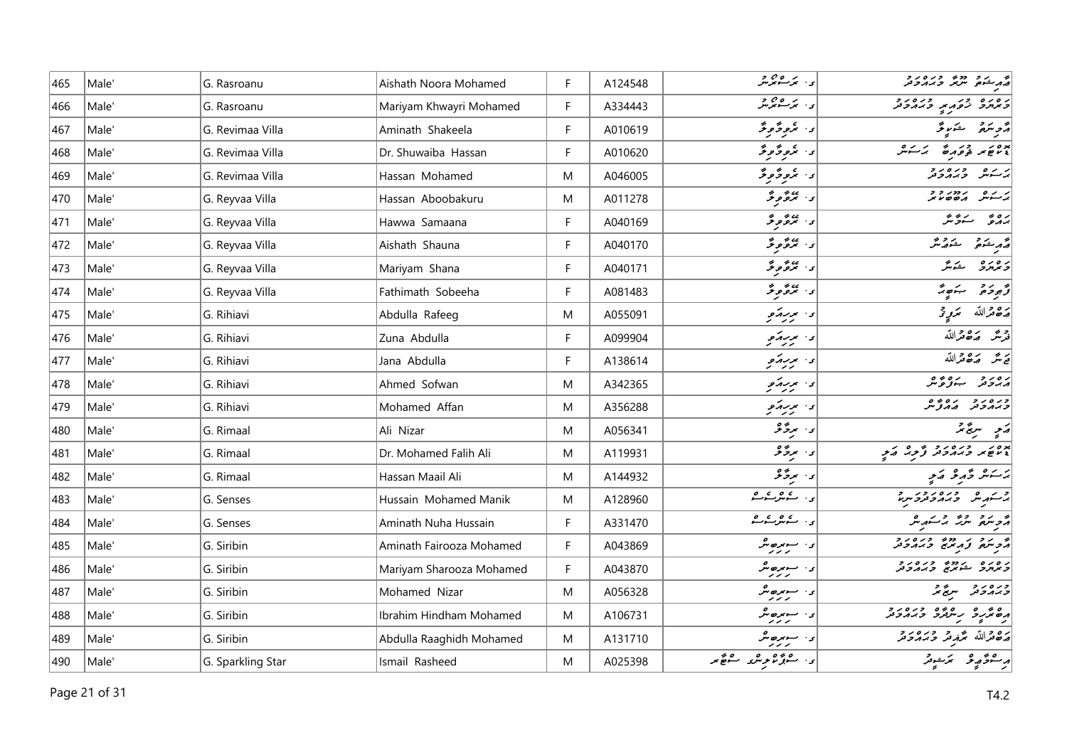| 465 | Male' | G. Rasroanu | Aishath Noora Mohamed | F | A124548 | ގ. ރަސްރޯނު | އައިޝަތު ނޫރާ މުހައްމަދު |
|---|---|---|---|---|---|---|---|
| 466 | Male' | G. Rasroanu | Mariyam Khwayri Mohamed | F | A334443 | ގ. ރަސްރޯނު | މަރިޔަމް ޚުވައިރީ މުހައްމަދު |
| 467 | Male' | G. Revimaa Villa | Aminath Shakeela | F | A010619 | ގ. ރެވިމާވިލާ | އާމިނަތު ޝަކީލާ |
| 468 | Male' | G. Revimaa Villa | Dr. Shuwaiba Hassan | F | A010620 | ގ. ރެވިމާވިލާ | ޑރ. ޝުވައިބާ ޙަސަން |
| 469 | Male' | G. Revimaa Villa | Hassan Mohamed | M | A046005 | ގ. ރެވިމާވިލާ | ޙަސަން މުހައްމަދު |
| 470 | Male' | G. Reyvaa Villa | Hassan Aboobakuru | M | A011278 | ގ. ރޭވާވިލާ | ޙަސަން އަބޫބަކުރު |
| 471 | Male' | G. Reyvaa Villa | Hawwa Samaana | F | A040169 | ގ. ރޭވާވިލާ | ޙައްވާ ސަމާނާ |
| 472 | Male' | G. Reyvaa Villa | Aishath Shauna | F | A040170 | ގ. ރޭވާވިލާ | އައިޝަތު ޝައުނާ |
| 473 | Male' | G. Reyvaa Villa | Mariyam Shana | F | A040171 | ގ. ރޭވާވިލާ | މަރިޔަމް ޝަނާ |
| 474 | Male' | G. Reyvaa Villa | Fathimath Sobeeha | F | A081483 | ގ. ރޭވާވިލާ | ފާތިމަތު ސަބީހާ |
| 475 | Male' | G. Rihiavi | Abdulla Rafeeg | M | A055091 | ގ. ރިހިއަވި | އަބްދުﷲ ރަފީގު |
| 476 | Male' | G. Rihiavi | Zuna Abdulla | F | A099904 | ގ. ރިހިއަވި | ޒުނާ އަބްދުﷲ |
| 477 | Male' | G. Rihiavi | Jana Abdulla | F | A138614 | ގ. ރިހިއަވި | ޖަނާ އަބްދުﷲ |
| 478 | Male' | G. Rihiavi | Ahmed Sofwan | M | A342365 | ގ. ރިހިއަވި | އަޙްމަދު ސަފްވާން |
| 479 | Male' | G. Rihiavi | Mohamed Affan | M | A356288 | ގ. ރިހިއަވި | މުހައްމަދު އައްފާން |
| 480 | Male' | G. Rimaal | Ali Nizar | M | A056341 | ގ. ރިމާލް | އަލި ނިޒާރު |
| 481 | Male' | G. Rimaal | Dr. Mohamed Falih Ali | M | A119931 | ގ. ރިމާލް | ޑރ. މުހައްމަދު ފާލިހު އަލި |
| 482 | Male' | G. Rimaal | Hassan Maail Ali | M | A144932 | ގ. ރިމާލް | ޙަސަން މާއިލް އަލި |
| 483 | Male' | G. Senses | Hussain Mohamed Manik | M | A128960 | ގ. ސެންސަސް | ޙުސައިން މުހައްމަދުމަނިކު |
| 484 | Male' | G. Senses | Aminath Nuha Hussain | F | A331470 | ގ. ސެންސަސް | އާމިނަތު ނުހާ ޙުސައިން |
| 485 | Male' | G. Siribin | Aminath Fairooza Mohamed | F | A043869 | ގ. ސިރިބިން | އާމިނަތު ފައިރޫޒާ މުހައްމަދު |
| 486 | Male' | G. Siribin | Mariyam Sharooza Mohamed | F | A043870 | ގ. ސިރިބިން | މަރިޔަމް ޝަރޫޒާ މުހައްމަދު |
| 487 | Male' | G. Siribin | Mohamed Nizar | M | A056328 | ގ. ސިރިބިން | މުހައްމަދު ނިޒާރު |
| 488 | Male' | G. Siribin | Ibrahim Hindham Mohamed | M | A106731 | ގ. ސިރިބިން | އިބްރާހީމް ހިންދާމް މުހައްމަދު |
| 489 | Male' | G. Siribin | Abdulla Raaghidh Mohamed | M | A131710 | ގ. ސިރިބިން | އަބްދުﷲ ރާޣިދު މުހައްމަދު |
| 490 | Male' | G. Sparkling Star | Ismail Rasheed | M | A025398 | ގ. ސްޕާކްލިންގ ސްޓާރ | އިސްމާޢީލް ރަޝީދު |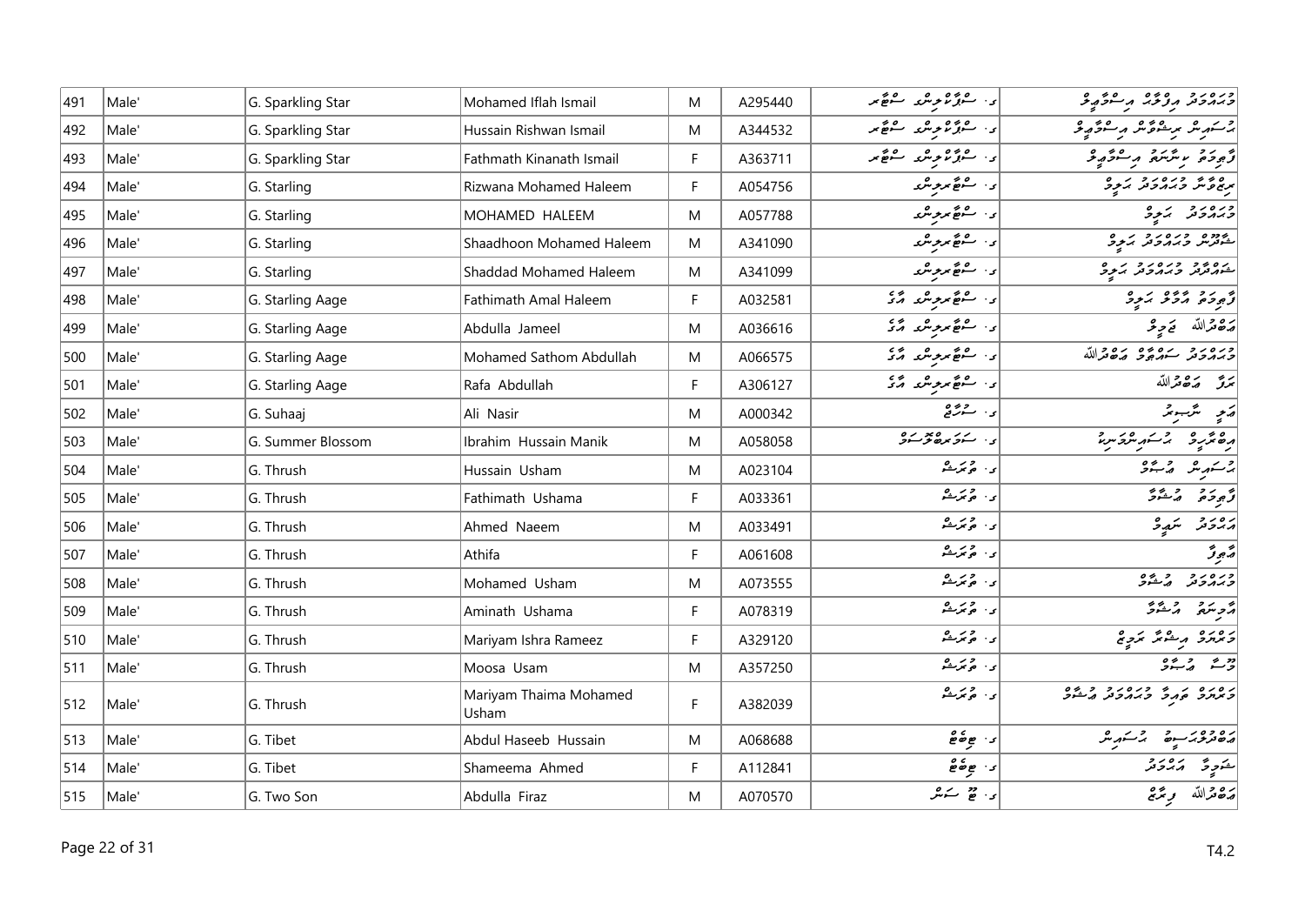| 491 | Male' | G. Sparkling Star | Mohamed Iflah Ismail | M | A295440 | ގ. ސްޕާކްލިންގ ސްޓާރ | މުޙައްމަދު އިފްލާޙް އިސްމާޢީލް |
|---|---|---|---|---|---|---|---|
| 492 | Male' | G. Sparkling Star | Hussain Rishwan Ismail | M | A344532 | ގ. ސްޕާކްލިންގ ސްޓާރ | ޙުސައިން ރިޝްވާން އިސްމާޢީލް |
| 493 | Male' | G. Sparkling Star | Fathmath Kinanath Ismail | F | A363711 | ގ. ސްޕާކްލިންގ ސްޓާރ | ފާތިމަތު ކިނާނަތު އިސްމާޢީލް |
| 494 | Male' | G. Starling | Rizwana Mohamed Haleem | F | A054756 | ގ. ސްޓާރލިންގ | ރިޒްވާނާ މުޙައްމަދު ޙަލީމް |
| 495 | Male' | G. Starling | MOHAMED HALEEM | M | A057788 | ގ. ސްޓާރލިންގ | މުޙައްމަދު ޙަލީމް |
| 496 | Male' | G. Starling | Shaadhoon Mohamed Haleem | M | A341090 | ގ. ސްޓާރލިންގ | ޝާދޫން މުޙައްމަދު ޙަލީމް |
| 497 | Male' | G. Starling | Shaddad Mohamed Haleem | M | A341099 | ގ. ސްޓާރލިންގ | ޝައްދާދު މުޙައްމަދު ޙަލީމް |
| 498 | Male' | G. Starling Aage | Fathimath Amal Haleem | F | A032581 | ގ. ސްޓާރލިންގ އާގެ | ފާތިމަތު އަމާލް ޙަލީމް |
| 499 | Male' | G. Starling Aage | Abdulla Jameel | M | A036616 | ގ. ސްޓާރލިންގ އާގެ | އަބްދުﷲ ޖަމީލް |
| 500 | Male' | G. Starling Aage | Mohamed Sathom Abdullah | M | A066575 | ގ. ސްޓާރލިންގ އާގެ | މުޙައްމަދު ސަތްހޫމް އަބްދުﷲ |
| 501 | Male' | G. Starling Aage | Rafa Abdullah | F | A306127 | ގ. ސްޓާރލިންގ އާގެ | ރަފާ އަބްދުﷲ |
| 502 | Male' | G. Suhaaj | Ali Nasir | M | A000342 | ގ. ސުހާޖު | އަލި ނާސިރު |
| 503 | Male' | G. Summer Blossom | Ibrahim Hussain Manik | M | A058058 | ގ. ސަމަރ ބްލޮސަމް | އިބްރާހީމް ޙުސައިން މަނިކު |
| 504 | Male' | G. Thrush | Hussain Usham | M | A023104 | ގ. ތްރަޝް | ޙުސައިން އުޝާމް |
| 505 | Male' | G. Thrush | Fathimath Ushama | F | A033361 | ގ. ތްރަޝް | ފާތިމަތު އުޝާމާ |
| 506 | Male' | G. Thrush | Ahmed Naeem | M | A033491 | ގ. ތްރަޝް | އަޙްމަދު ނަޢީމް |
| 507 | Male' | G. Thrush | Athifa | F | A061608 | ގ. ތްރަޝް | އާތިފާ |
| 508 | Male' | G. Thrush | Mohamed Usham | M | A073555 | ގ. ތްރަޝް | މުޙައްމަދު އުޝާމް |
| 509 | Male' | G. Thrush | Aminath Ushama | F | A078319 | ގ. ތްރަޝް | އާމިނަތު އުޝާމާ |
| 510 | Male' | G. Thrush | Mariyam Ishra Rameez | F | A329120 | ގ. ތްރަޝް | މަރިޔަމް އިޝްރާ ރަމީޒު |
| 511 | Male' | G. Thrush | Moosa Usam | M | A357250 | ގ. ތްރަޝް | މޫސާ އުސާމް |
| 512 | Male' | G. Thrush | Mariyam Thaima Mohamed Usham | F | A382039 | ގ. ތްރަޝް | މަރިޔަމް ތައިމާ މުޙައްމަދު އުޝާމް |
| 513 | Male' | G. Tibet | Abdul Haseeb Hussain | M | A068688 | ގ. ޓިބެޓް | އަބްދުލްޙަސީބު ޙުސައިން |
| 514 | Male' | G. Tibet | Shameema Ahmed | F | A112841 | ގ. ޓިބެޓް | ޝަމީމާ އަޙްމަދު |
| 515 | Male' | G. Two Son | Abdulla Firaz | M | A070570 | ގ. ޓޫ ސަން | އަބްދުﷲ ފިރާޒު |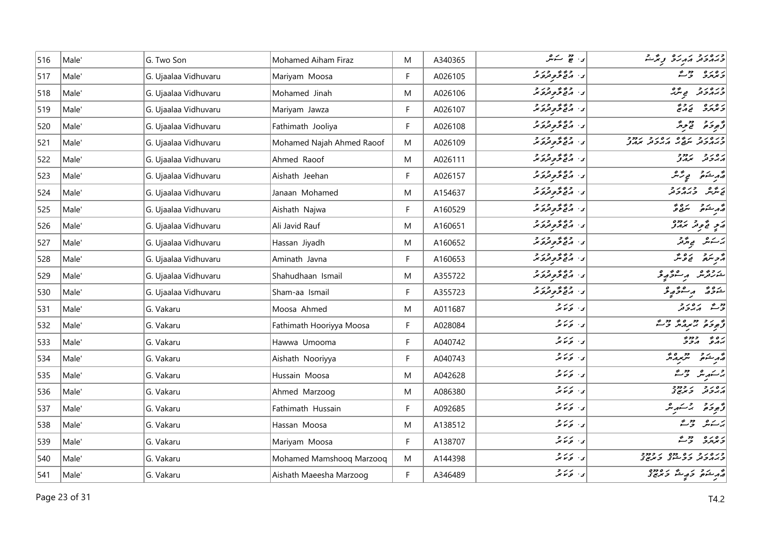| 516 | Male' | G. Two Son | Mohamed Aiham Firaz | M | A340365 | ގ. ޓޫ ސަން | މުހައްމަދު އައިހަމް ފިރާޒު |
|---|---|---|---|---|---|---|---|
| 517 | Male' | G. Ujaalaa Vidhuvaru | Mariyam Moosa | F | A026105 | ގ. އުޖާލާ ވިދުވަރު | މަރިޔަމް މޫސާ |
| 518 | Male' | G. Ujaalaa Vidhuvaru | Mohamed Jinah | M | A026106 | ގ. އުޖާލާ ވިދުވަރު | މުހައްމަދު ޖިނާހް |
| 519 | Male' | G. Ujaalaa Vidhuvaru | Mariyam Jawza | F | A026107 | ގ. އުޖާލާ ވިދުވަރު | މަރިޔަމް ޖައުޒާ |
| 520 | Male' | G. Ujaalaa Vidhuvaru | Fathimath Jooliya | F | A026108 | ގ. އުޖާލާ ވިދުވަރު | ފާތިމަތު ޖޫލިޔާ |
| 521 | Male' | G. Ujaalaa Vidhuvaru | Mohamed Najah Ahmed Raoof | M | A026109 | ގ. އުޖާލާ ވިދުވަރު | މުހައްމަދު ނަޖާހް އަހްމަދު ރައޫފު |
| 522 | Male' | G. Ujaalaa Vidhuvaru | Ahmed Raoof | M | A026111 | ގ. އުޖާލާ ވިދުވަރު | އަހްމަދު ރައޫފު |
| 523 | Male' | G. Ujaalaa Vidhuvaru | Aishath Jeehan | F | A026157 | ގ. އުޖާލާ ވިދުވަރު | އައިޝަތު ޖީހާން |
| 524 | Male' | G. Ujaalaa Vidhuvaru | Janaan Mohamed | M | A154637 | ގ. އުޖާލާ ވިދުވަރު | ޖަނާން މުހައްމަދު |
| 525 | Male' | G. Ujaalaa Vidhuvaru | Aishath Najwa | F | A160529 | ގ. އުޖާލާ ވިދުވަރު | އައިޝަތު ނަޖްވާ |
| 526 | Male' | G. Ujaalaa Vidhuvaru | Ali Javid Rauf | M | A160651 | ގ. އުޖާލާ ވިދުވަރު | އަލި ޖާވިދު ރައޫފު |
| 527 | Male' | G. Ujaalaa Vidhuvaru | Hassan Jiyadh | M | A160652 | ގ. އުޖާލާ ވިދުވަރު | ހަސަން ޖިޔާދު |
| 528 | Male' | G. Ujaalaa Vidhuvaru | Aminath Javna | F | A160653 | ގ. އުޖާލާ ވިދުވަރު | އާމިނަތު ޖަވުނާ |
| 529 | Male' | G. Ujaalaa Vidhuvaru | Shahudhaan Ismail | M | A355722 | ގ. އުޖާލާ ވިދުވަރު | ޝަހުދާން އިސްމާޢީލް |
| 530 | Male' | G. Ujaalaa Vidhuvaru | Sham-aa Ismail | F | A355723 | ގ. އުޖާލާ ވިދުވަރު | ޝަމްޢާ އިސްމާޢީލް |
| 531 | Male' | G. Vakaru | Moosa Ahmed | M | A011687 | ގ. ވަކަރު | މޫސާ އަހްމަދު |
| 532 | Male' | G. Vakaru | Fathimath Hooriyya Moosa | F | A028084 | ގ. ވަކަރު | ފާތިމަތު ހޫރިއްޔާ މޫސާ |
| 533 | Male' | G. Vakaru | Hawwa Umooma | F | A040742 | ގ. ވަކަރު | ހައްވާ އުމޫމާ |
| 534 | Male' | G. Vakaru | Aishath Nooriyya | F | A040743 | ގ. ވަކަރު | އައިޝަތު ނޫރިއްޔާ |
| 535 | Male' | G. Vakaru | Hussain Moosa | M | A042628 | ގ. ވަކަރު | ހުސައިން މޫސާ |
| 536 | Male' | G. Vakaru | Ahmed Marzoog | M | A086380 | ގ. ވަކަރު | އަހްމަދު މަރުޒޫގު |
| 537 | Male' | G. Vakaru | Fathimath Hussain | F | A092685 | ގ. ވަކަރު | ފާތިމަތު ހުސައިން |
| 538 | Male' | G. Vakaru | Hassan Moosa | M | A138512 | ގ. ވަކަރު | ހަސަން މޫސާ |
| 539 | Male' | G. Vakaru | Mariyam Moosa | F | A138707 | ގ. ވަކަރު | މަރިޔަމް މޫސާ |
| 540 | Male' | G. Vakaru | Mohamed Mamshooq Marzooq | M | A144398 | ގ. ވަކަރު | މުހައްމަދު މަމްޝޫގު މަރުޒޫގު |
| 541 | Male' | G. Vakaru | Aishath Maeesha Marzoog | F | A346489 | ގ. ވަކަރު | އައިޝަތު މައީޝާ މަރުޒޫގު |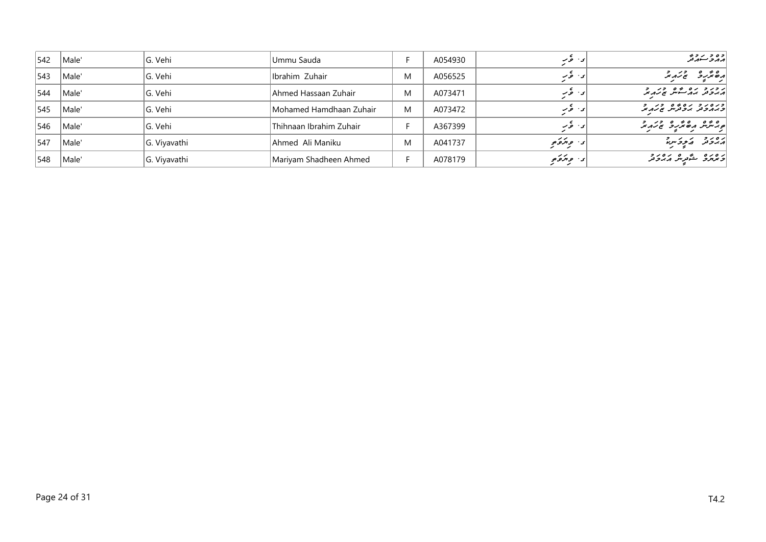| 542 | Male' | G. Vehi | Ummu Sauda | F | A054930 | ގ. ވެހި | އުއްމު ސައުދާ |
|---|---|---|---|---|---|---|---|
| 543 | Male' | G. Vehi | Ibrahim Zuhair | M | A056525 | ގ. ވެހި | އިބްރާހީމް ޒުހައިރު |
| 544 | Male' | G. Vehi | Ahmed Hassaan Zuhair | M | A073471 | ގ. ވެހި | އަހުމަދު ހައްސާން ޒުހައިރު |
| 545 | Male' | G. Vehi | Mohamed Hamdhaan Zuhair | M | A073472 | ގ. ވެހި | މުހައްމަދު ހަމްދާން ޒުހައިރު |
| 546 | Male' | G. Vehi | Thihnaan Ibrahim Zuhair | F | A367399 | ގ. ވެހި | ތިހްނާން އިބްރާހީމް ޒުހައިރު |
| 547 | Male' | G. Viyavathi | Ahmed Ali Maniku | M | A041737 | ގ. ވިޔަވަތި | އަހުމަދު އަލިމަނިކު |
| 548 | Male' | G. Viyavathi | Mariyam Shadheen Ahmed | F | A078179 | ގ. ވިޔަވަތި | މަރިޔަމް ޝާދީން އަހުމަދު |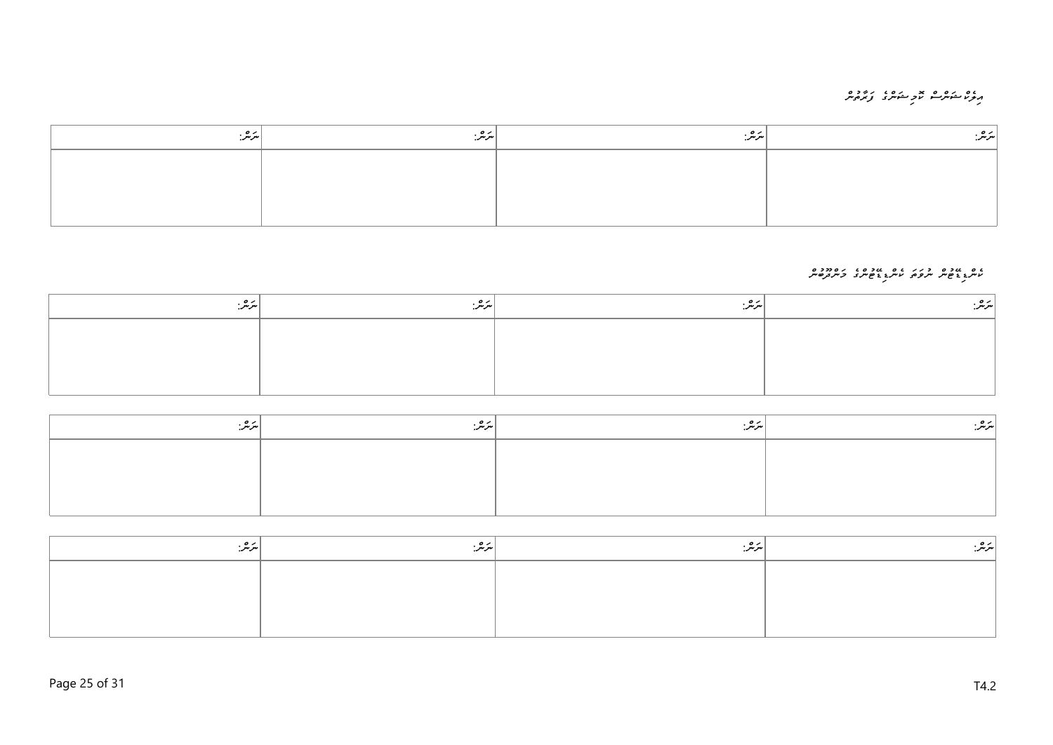# ރިޕޯޓު ޝަރީޢަތް ކޮމިޝަނުގެ ފަހުމުން

| ނަން: | ނަން: | ނަން: | ނަން: |
|---|---|---|---|
| | | | |

## ކުންފުނީގެ ނަމާއި ކުންފުނީގެ މުއައްސިސުން

| ނަން: | ނަން: | ނަން: | ނަން: |
|---|---|---|---|
| | | | |

| ނަން: | ނަން: | ނަން: | ނަން: |
|---|---|---|---|
| | | | |

| ނަން: | ނަން: | ނަން: | ނަން: |
|---|---|---|---|
| | | | |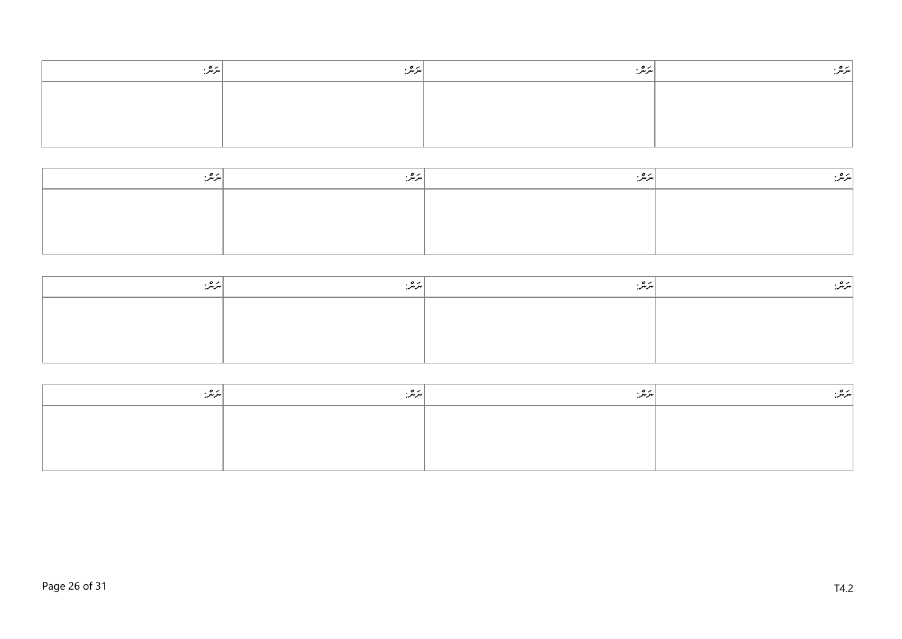| ނަރުދ: | ނަރުދ: | ނަރުދ: | ނަރުދ: |
|---|---|---|---|
| | | | |

| ނަރުދ: | ނަރުދ: | ނަރުދ: | ނަރުދ: |
|---|---|---|---|
| | | | |

| ނަރުދ: | ނަރުދ: | ނަރުދ: | ނަރުދ: |
|---|---|---|---|
| | | | |

| ނަރުދ: | ނަރުދ: | ނަރުދ: | ނަރުދ: |
|---|---|---|---|
| | | | |

T4.2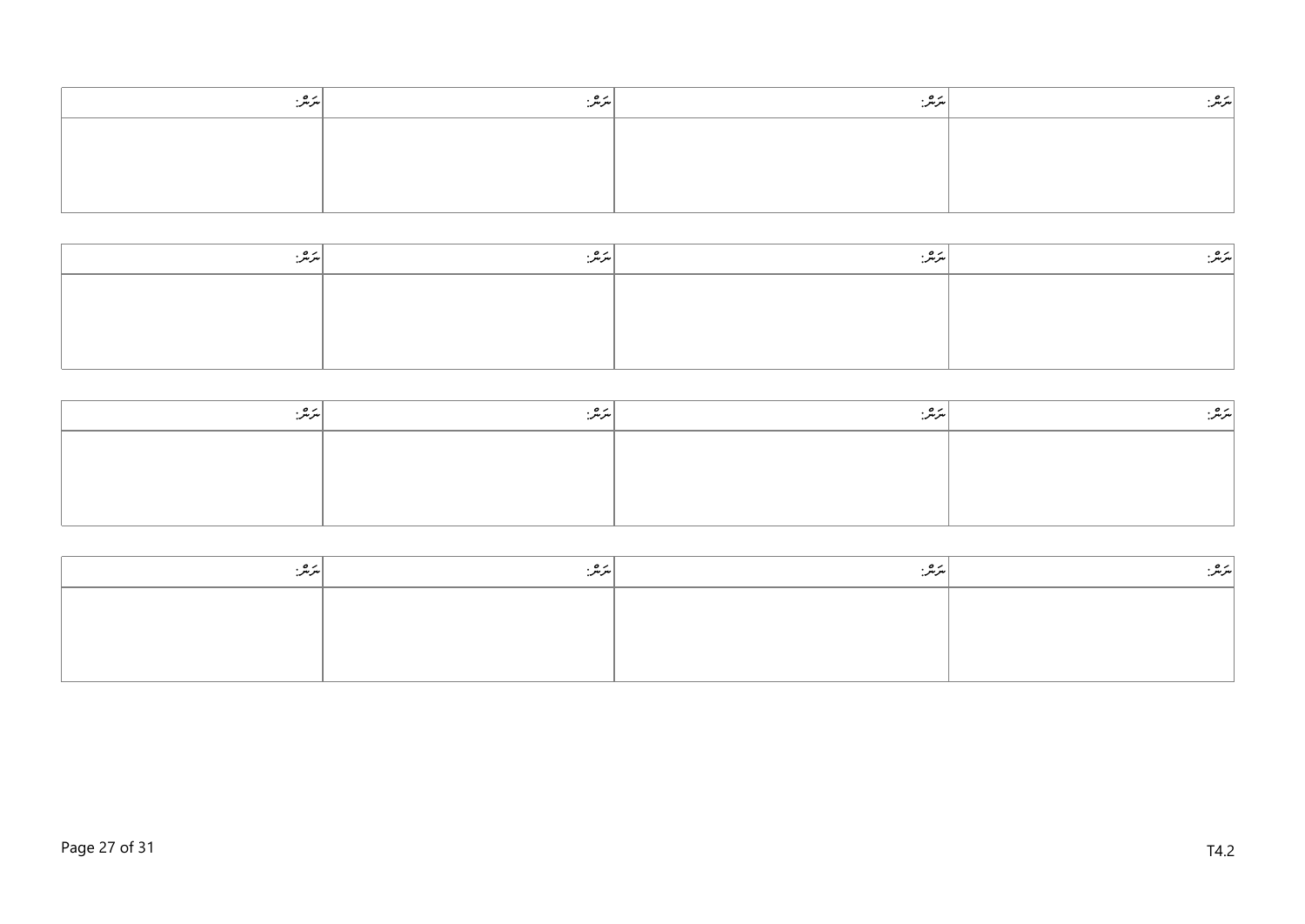| ﻿ئرىش: | ئرىش: | ئرىش: | ئرىش: |
| --- | --- | --- | --- |
| | | | |

| ﻿ئرىش: | ئرىش: | ئرىش: | ئرىش: |
| --- | --- | --- | --- |
| | | | |

| ﻿ئرىش: | ئرىش: | ئرىش: | ئرىش: |
| --- | --- | --- | --- |
| | | | |

| ﻿ئرىش: | ئرىش: | ئرىش: | ئرىش: |
| --- | --- | --- | --- |
| | | | |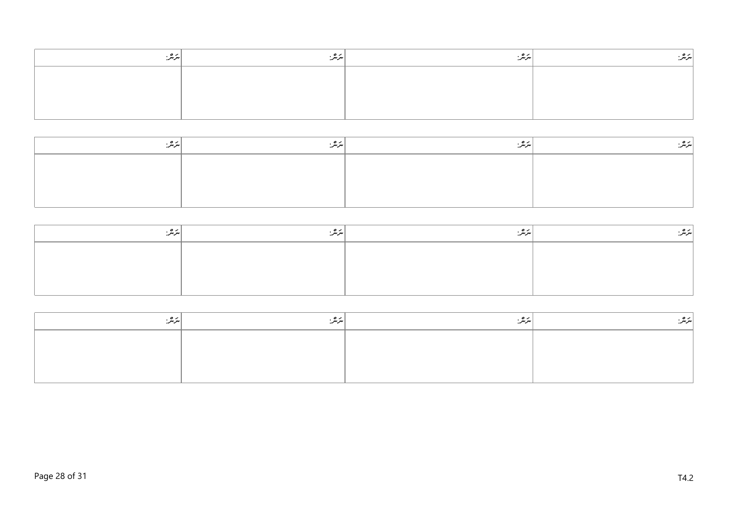| ނަރަނ: | ނަރަނ: | ނަރަނ: | ނަރަނ: |
| --- | --- | --- | --- |
| | | | |

| ނަރަނ: | ނަރަނ: | ނަރަނ: | ނަރަނ: |
| --- | --- | --- | --- |
| | | | |

| ނަރަނ: | ނަރަނ: | ނަރަނ: | ނަރަނ: |
| --- | --- | --- | --- |
| | | | |

| ނަރަނ: | ނަރަނ: | ނަރަނ: | ނަރަނ: |
| --- | --- | --- | --- |
| | | | |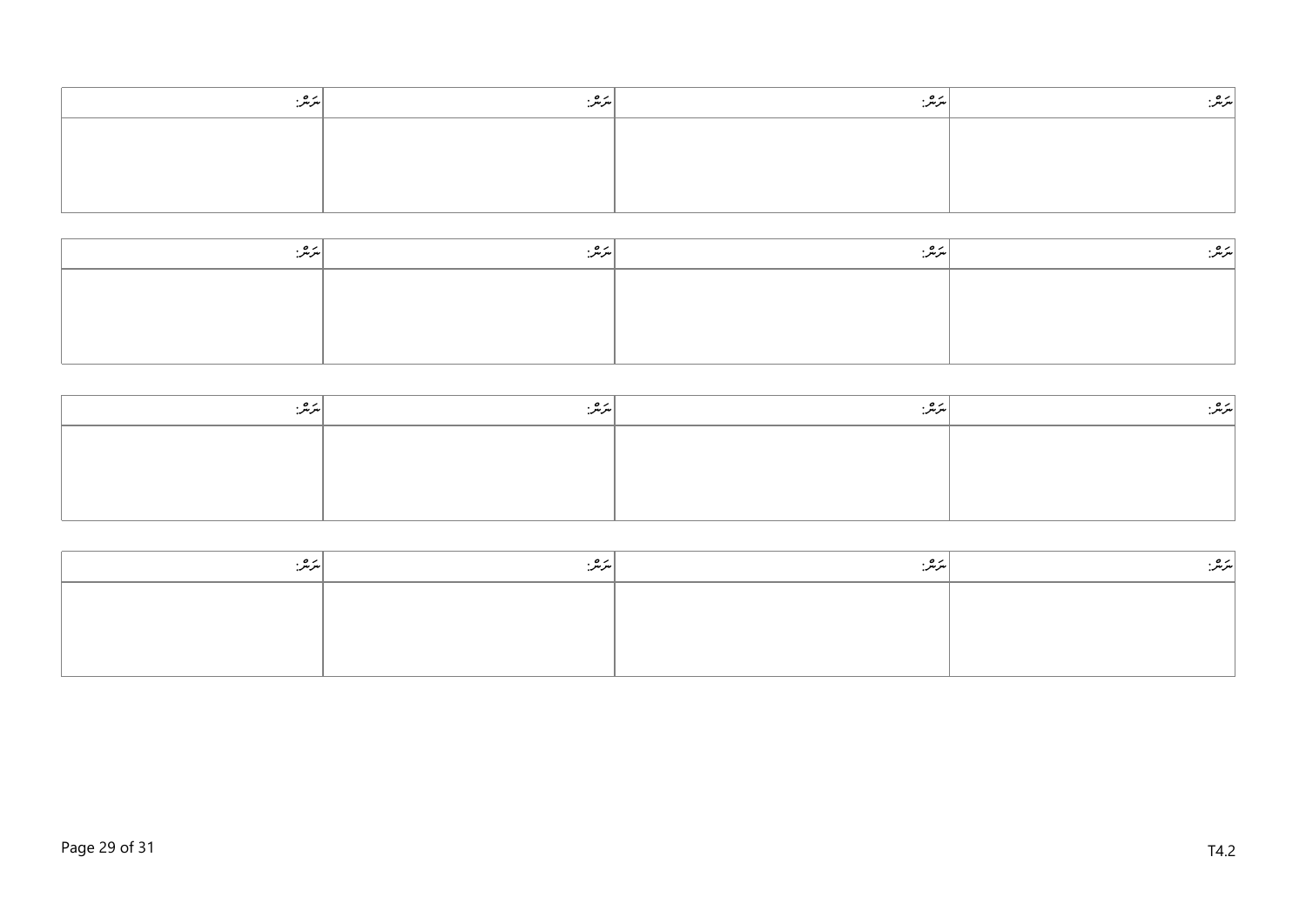| ނަންބަރު: | ނަންބަރު: | ނަންބަރު: | ނަންބަރު: |
|---|---|---|---|
| | | | |

| ނަންބަރު: | ނަންބަރު: | ނަންބަރު: | ނަންބަރު: |
|---|---|---|---|
| | | | |

| ނަންބަރު: | ނަންބަރު: | ނަންބަރު: | ނަންބަރު: |
|---|---|---|---|
| | | | |

| ނަންބަރު: | ނަންބަރު: | ނަންބަރު: | ނަންބަރު: |
|---|---|---|---|
| | | | |

T4.2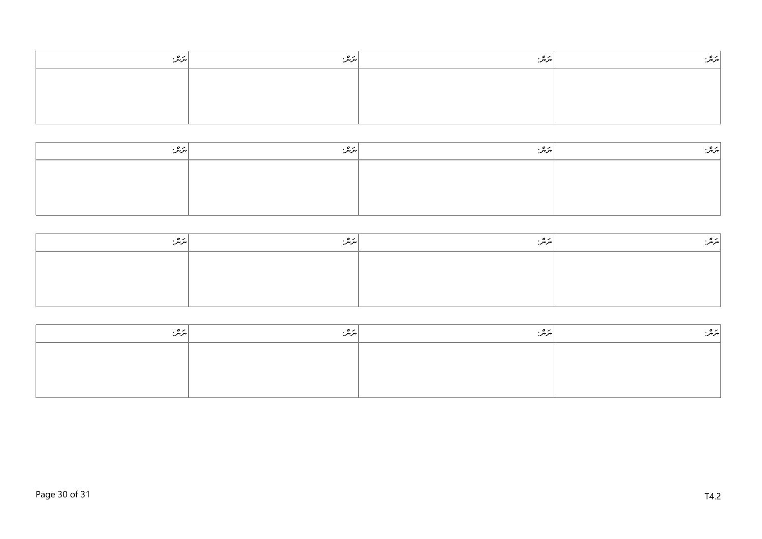| ނަރަ: | ނަރަ: | ނަރަ: | ނަރަ: |
| --- | --- | --- | --- |
| | | | |

| ނަރަ: | ނަރަ: | ނަރަ: | ނަރަ: |
| --- | --- | --- | --- |
| | | | |

| ނަރަ: | ނަރަ: | ނަރަ: | ނަރަ: |
| --- | --- | --- | --- |
| | | | |

| ނަރަ: | ނަރަ: | ނަރަ: | ނަރަ: |
| --- | --- | --- | --- |
| | | | |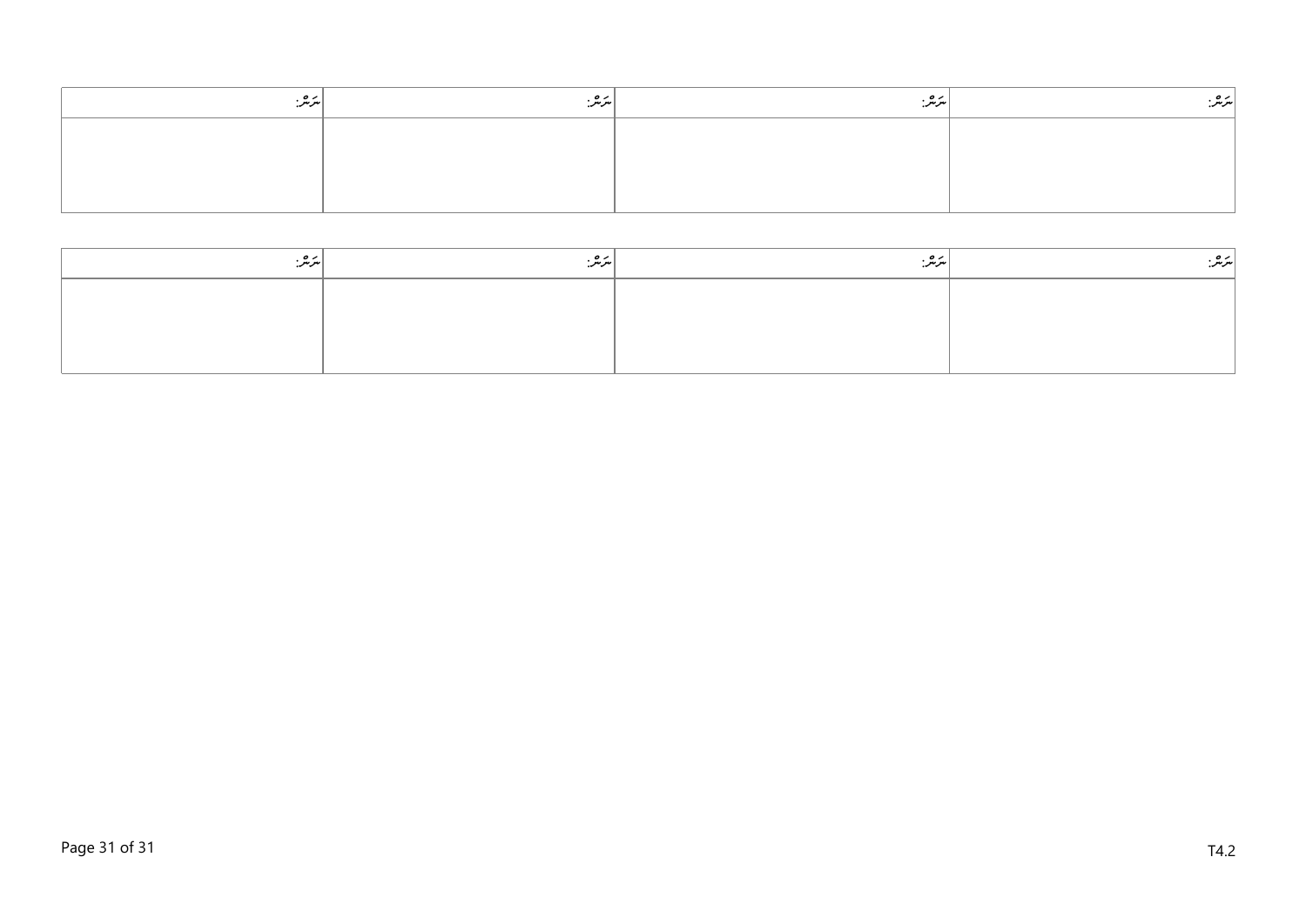| ىَرَىْر: | ىَرَىْر: | ىَرَىْر: | ىَرَىْر: |
| --- | --- | --- | --- |
| | | | |

| ىَرَىْر: | ىَرَىْر: | ىَرَىْر: | ىَرَىْر: |
| --- | --- | --- | --- |
| | | | |